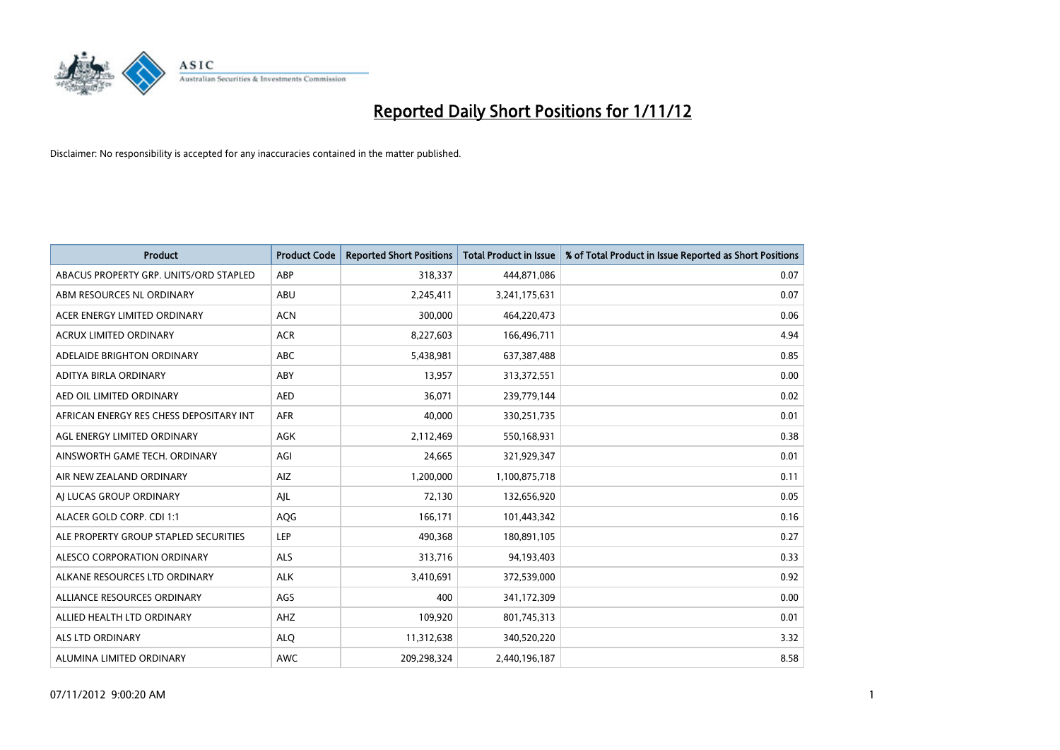# Reported Daily Short Positions for 1/11/12

Disclaimer: No responsibility is accepted for any inaccuracies contained in the matter published.

| Product | Product Code | Reported Short Positions | Total Product in Issue | % of Total Product in Issue Reported as Short Positions |
|---|---|---|---|---|
| ABACUS PROPERTY GRP. UNITS/ORD STAPLED | ABP | 318,337 | 444,871,086 | 0.07 |
| ABM RESOURCES NL ORDINARY | ABU | 2,245,411 | 3,241,175,631 | 0.07 |
| ACER ENERGY LIMITED ORDINARY | ACN | 300,000 | 464,220,473 | 0.06 |
| ACRUX LIMITED ORDINARY | ACR | 8,227,603 | 166,496,711 | 4.94 |
| ADELAIDE BRIGHTON ORDINARY | ABC | 5,438,981 | 637,387,488 | 0.85 |
| ADITYA BIRLA ORDINARY | ABY | 13,957 | 313,372,551 | 0.00 |
| AED OIL LIMITED ORDINARY | AED | 36,071 | 239,779,144 | 0.02 |
| AFRICAN ENERGY RES CHESS DEPOSITARY INT | AFR | 40,000 | 330,251,735 | 0.01 |
| AGL ENERGY LIMITED ORDINARY | AGK | 2,112,469 | 550,168,931 | 0.38 |
| AINSWORTH GAME TECH. ORDINARY | AGI | 24,665 | 321,929,347 | 0.01 |
| AIR NEW ZEALAND ORDINARY | AIZ | 1,200,000 | 1,100,875,718 | 0.11 |
| AJ LUCAS GROUP ORDINARY | AJL | 72,130 | 132,656,920 | 0.05 |
| ALACER GOLD CORP. CDI 1:1 | AQG | 166,171 | 101,443,342 | 0.16 |
| ALE PROPERTY GROUP STAPLED SECURITIES | LEP | 490,368 | 180,891,105 | 0.27 |
| ALESCO CORPORATION ORDINARY | ALS | 313,716 | 94,193,403 | 0.33 |
| ALKANE RESOURCES LTD ORDINARY | ALK | 3,410,691 | 372,539,000 | 0.92 |
| ALLIANCE RESOURCES ORDINARY | AGS | 400 | 341,172,309 | 0.00 |
| ALLIED HEALTH LTD ORDINARY | AHZ | 109,920 | 801,745,313 | 0.01 |
| ALS LTD ORDINARY | ALQ | 11,312,638 | 340,520,220 | 3.32 |
| ALUMINA LIMITED ORDINARY | AWC | 209,298,324 | 2,440,196,187 | 8.58 |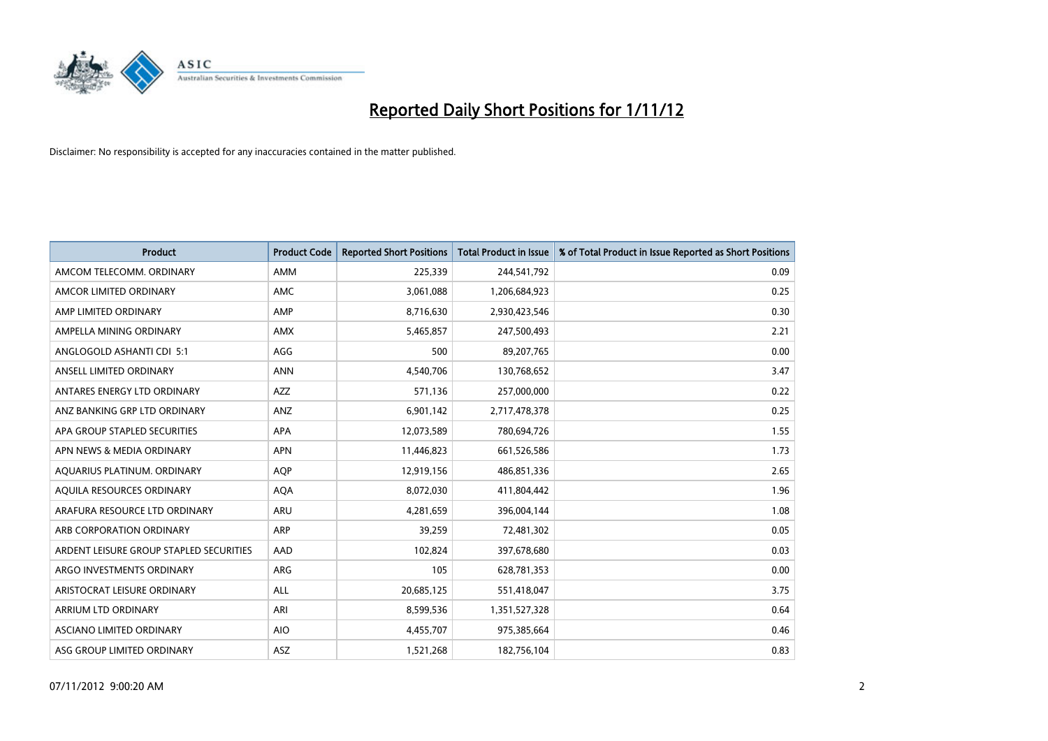# Reported Daily Short Positions for 1/11/12

Disclaimer: No responsibility is accepted for any inaccuracies contained in the matter published.

| Product | Product Code | Reported Short Positions | Total Product in Issue | % of Total Product in Issue Reported as Short Positions |
|---|---|---|---|---|
| AMCOM TELECOMM. ORDINARY | AMM | 225,339 | 244,541,792 | 0.09 |
| AMCOR LIMITED ORDINARY | AMC | 3,061,088 | 1,206,684,923 | 0.25 |
| AMP LIMITED ORDINARY | AMP | 8,716,630 | 2,930,423,546 | 0.30 |
| AMPELLA MINING ORDINARY | AMX | 5,465,857 | 247,500,493 | 2.21 |
| ANGLOGOLD ASHANTI CDI 5:1 | AGG | 500 | 89,207,765 | 0.00 |
| ANSELL LIMITED ORDINARY | ANN | 4,540,706 | 130,768,652 | 3.47 |
| ANTARES ENERGY LTD ORDINARY | AZZ | 571,136 | 257,000,000 | 0.22 |
| ANZ BANKING GRP LTD ORDINARY | ANZ | 6,901,142 | 2,717,478,378 | 0.25 |
| APA GROUP STAPLED SECURITIES | APA | 12,073,589 | 780,694,726 | 1.55 |
| APN NEWS & MEDIA ORDINARY | APN | 11,446,823 | 661,526,586 | 1.73 |
| AQUARIUS PLATINUM. ORDINARY | AQP | 12,919,156 | 486,851,336 | 2.65 |
| AQUILA RESOURCES ORDINARY | AQA | 8,072,030 | 411,804,442 | 1.96 |
| ARAFURA RESOURCE LTD ORDINARY | ARU | 4,281,659 | 396,004,144 | 1.08 |
| ARB CORPORATION ORDINARY | ARP | 39,259 | 72,481,302 | 0.05 |
| ARDENT LEISURE GROUP STAPLED SECURITIES | AAD | 102,824 | 397,678,680 | 0.03 |
| ARGO INVESTMENTS ORDINARY | ARG | 105 | 628,781,353 | 0.00 |
| ARISTOCRAT LEISURE ORDINARY | ALL | 20,685,125 | 551,418,047 | 3.75 |
| ARRIUM LTD ORDINARY | ARI | 8,599,536 | 1,351,527,328 | 0.64 |
| ASCIANO LIMITED ORDINARY | AIO | 4,455,707 | 975,385,664 | 0.46 |
| ASG GROUP LIMITED ORDINARY | ASZ | 1,521,268 | 182,756,104 | 0.83 |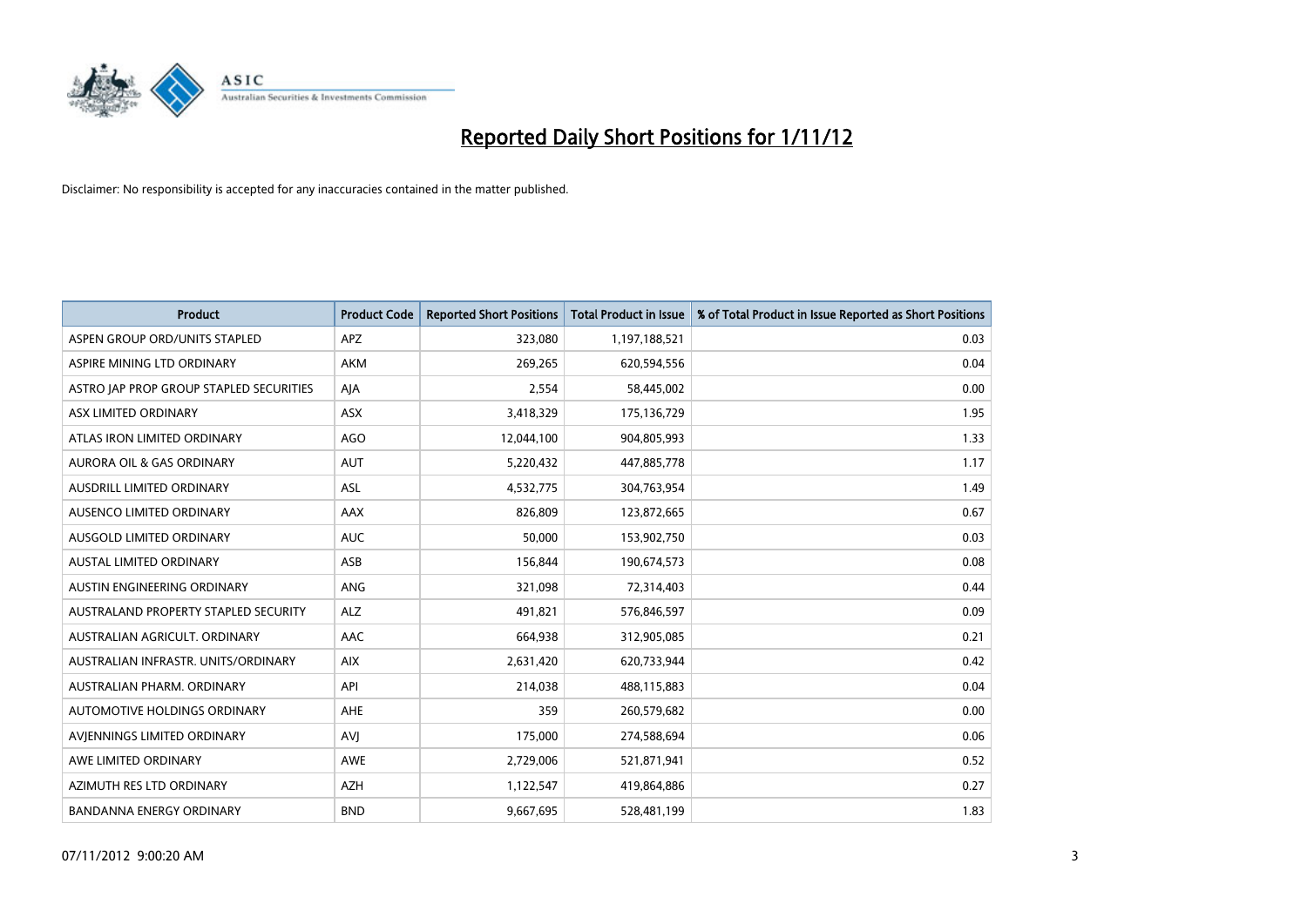# Reported Daily Short Positions for 1/11/12

Disclaimer: No responsibility is accepted for any inaccuracies contained in the matter published.

| Product | Product Code | Reported Short Positions | Total Product in Issue | % of Total Product in Issue Reported as Short Positions |
|---|---|---|---|---|
| ASPEN GROUP ORD/UNITS STAPLED | APZ | 323,080 | 1,197,188,521 | 0.03 |
| ASPIRE MINING LTD ORDINARY | AKM | 269,265 | 620,594,556 | 0.04 |
| ASTRO JAP PROP GROUP STAPLED SECURITIES | AJA | 2,554 | 58,445,002 | 0.00 |
| ASX LIMITED ORDINARY | ASX | 3,418,329 | 175,136,729 | 1.95 |
| ATLAS IRON LIMITED ORDINARY | AGO | 12,044,100 | 904,805,993 | 1.33 |
| AURORA OIL & GAS ORDINARY | AUT | 5,220,432 | 447,885,778 | 1.17 |
| AUSDRILL LIMITED ORDINARY | ASL | 4,532,775 | 304,763,954 | 1.49 |
| AUSENCO LIMITED ORDINARY | AAX | 826,809 | 123,872,665 | 0.67 |
| AUSGOLD LIMITED ORDINARY | AUC | 50,000 | 153,902,750 | 0.03 |
| AUSTAL LIMITED ORDINARY | ASB | 156,844 | 190,674,573 | 0.08 |
| AUSTIN ENGINEERING ORDINARY | ANG | 321,098 | 72,314,403 | 0.44 |
| AUSTRALAND PROPERTY STAPLED SECURITY | ALZ | 491,821 | 576,846,597 | 0.09 |
| AUSTRALIAN AGRICULT. ORDINARY | AAC | 664,938 | 312,905,085 | 0.21 |
| AUSTRALIAN INFRASTR. UNITS/ORDINARY | AIX | 2,631,420 | 620,733,944 | 0.42 |
| AUSTRALIAN PHARM. ORDINARY | API | 214,038 | 488,115,883 | 0.04 |
| AUTOMOTIVE HOLDINGS ORDINARY | AHE | 359 | 260,579,682 | 0.00 |
| AVJENNINGS LIMITED ORDINARY | AVJ | 175,000 | 274,588,694 | 0.06 |
| AWE LIMITED ORDINARY | AWE | 2,729,006 | 521,871,941 | 0.52 |
| AZIMUTH RES LTD ORDINARY | AZH | 1,122,547 | 419,864,886 | 0.27 |
| BANDANNA ENERGY ORDINARY | BND | 9,667,695 | 528,481,199 | 1.83 |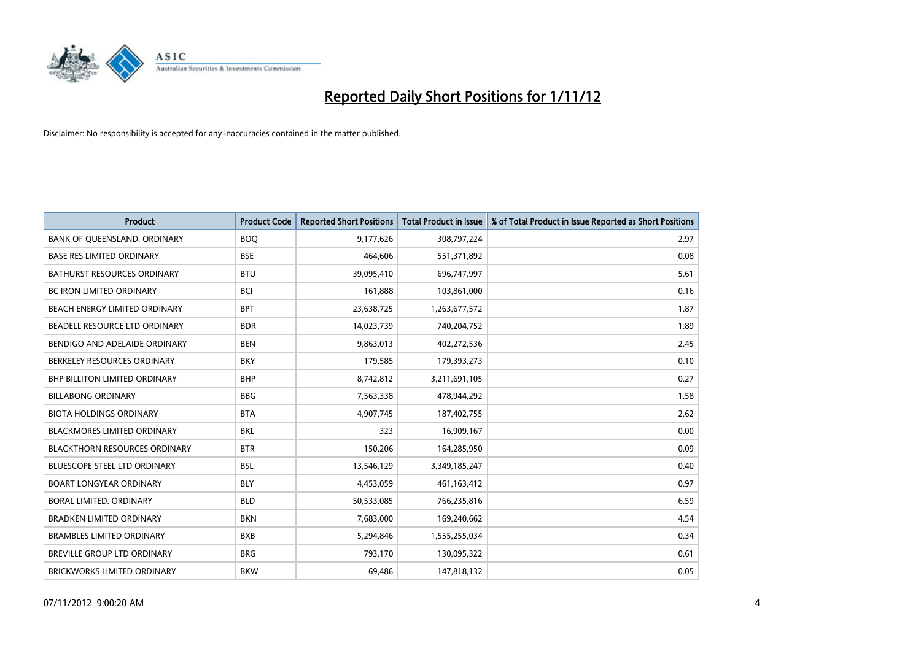# Reported Daily Short Positions for 1/11/12

Disclaimer: No responsibility is accepted for any inaccuracies contained in the matter published.

| Product | Product Code | Reported Short Positions | Total Product in Issue | % of Total Product in Issue Reported as Short Positions |
|---|---|---|---|---|
| BANK OF QUEENSLAND. ORDINARY | BOQ | 9,177,626 | 308,797,224 | 2.97 |
| BASE RES LIMITED ORDINARY | BSE | 464,606 | 551,371,892 | 0.08 |
| BATHURST RESOURCES ORDINARY | BTU | 39,095,410 | 696,747,997 | 5.61 |
| BC IRON LIMITED ORDINARY | BCI | 161,888 | 103,861,000 | 0.16 |
| BEACH ENERGY LIMITED ORDINARY | BPT | 23,638,725 | 1,263,677,572 | 1.87 |
| BEADELL RESOURCE LTD ORDINARY | BDR | 14,023,739 | 740,204,752 | 1.89 |
| BENDIGO AND ADELAIDE ORDINARY | BEN | 9,863,013 | 402,272,536 | 2.45 |
| BERKELEY RESOURCES ORDINARY | BKY | 179,585 | 179,393,273 | 0.10 |
| BHP BILLITON LIMITED ORDINARY | BHP | 8,742,812 | 3,211,691,105 | 0.27 |
| BILLABONG ORDINARY | BBG | 7,563,338 | 478,944,292 | 1.58 |
| BIOTA HOLDINGS ORDINARY | BTA | 4,907,745 | 187,402,755 | 2.62 |
| BLACKMORES LIMITED ORDINARY | BKL | 323 | 16,909,167 | 0.00 |
| BLACKTHORN RESOURCES ORDINARY | BTR | 150,206 | 164,285,950 | 0.09 |
| BLUESCOPE STEEL LTD ORDINARY | BSL | 13,546,129 | 3,349,185,247 | 0.40 |
| BOART LONGYEAR ORDINARY | BLY | 4,453,059 | 461,163,412 | 0.97 |
| BORAL LIMITED. ORDINARY | BLD | 50,533,085 | 766,235,816 | 6.59 |
| BRADKEN LIMITED ORDINARY | BKN | 7,683,000 | 169,240,662 | 4.54 |
| BRAMBLES LIMITED ORDINARY | BXB | 5,294,846 | 1,555,255,034 | 0.34 |
| BREVILLE GROUP LTD ORDINARY | BRG | 793,170 | 130,095,322 | 0.61 |
| BRICKWORKS LIMITED ORDINARY | BKW | 69,486 | 147,818,132 | 0.05 |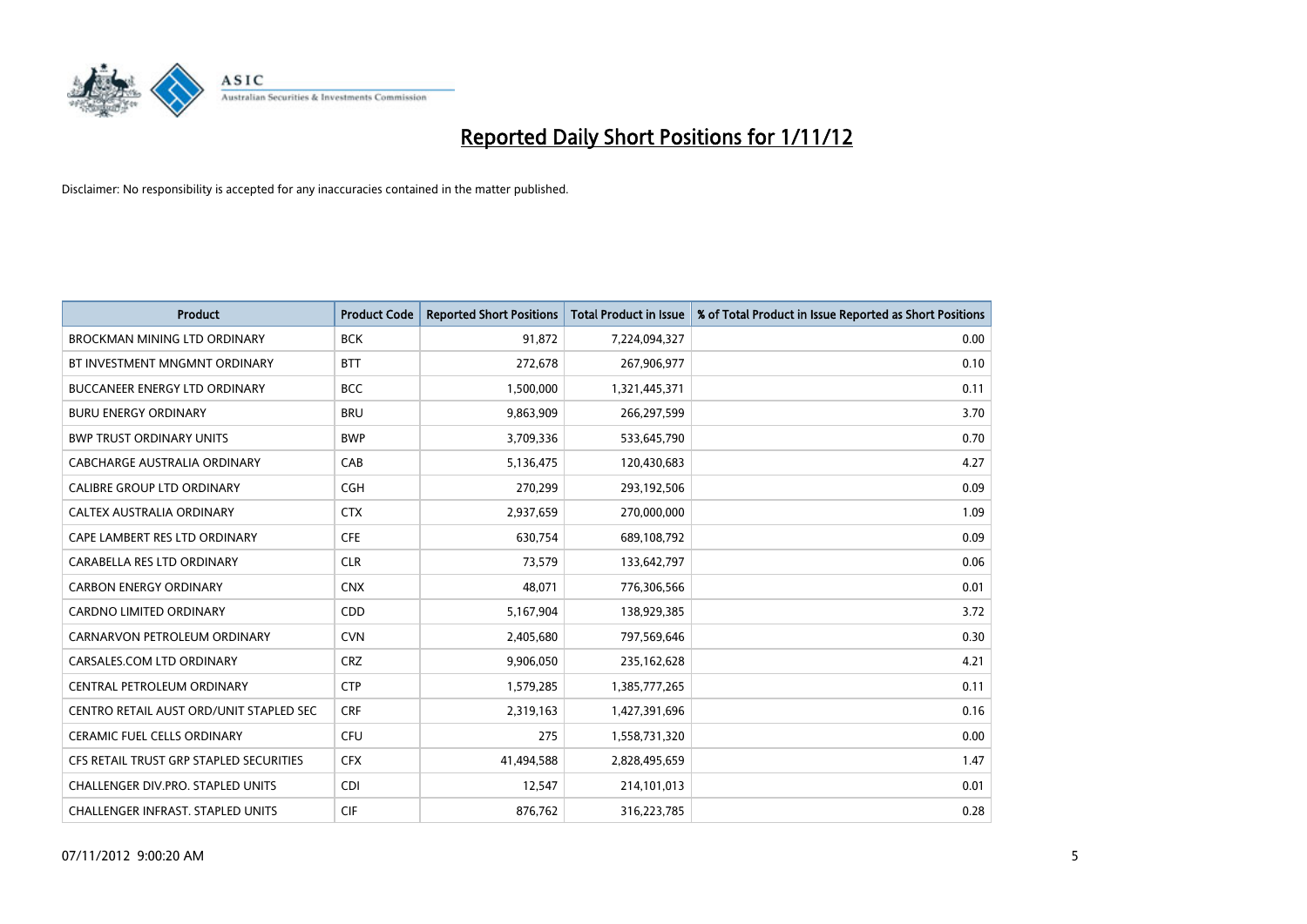# Reported Daily Short Positions for 1/11/12

Disclaimer: No responsibility is accepted for any inaccuracies contained in the matter published.

| Product | Product Code | Reported Short Positions | Total Product in Issue | % of Total Product in Issue Reported as Short Positions |
|---|---|---|---|---|
| BROCKMAN MINING LTD ORDINARY | BCK | 91,872 | 7,224,094,327 | 0.00 |
| BT INVESTMENT MNGMNT ORDINARY | BTT | 272,678 | 267,906,977 | 0.10 |
| BUCCANEER ENERGY LTD ORDINARY | BCC | 1,500,000 | 1,321,445,371 | 0.11 |
| BURU ENERGY ORDINARY | BRU | 9,863,909 | 266,297,599 | 3.70 |
| BWP TRUST ORDINARY UNITS | BWP | 3,709,336 | 533,645,790 | 0.70 |
| CABCHARGE AUSTRALIA ORDINARY | CAB | 5,136,475 | 120,430,683 | 4.27 |
| CALIBRE GROUP LTD ORDINARY | CGH | 270,299 | 293,192,506 | 0.09 |
| CALTEX AUSTRALIA ORDINARY | CTX | 2,937,659 | 270,000,000 | 1.09 |
| CAPE LAMBERT RES LTD ORDINARY | CFE | 630,754 | 689,108,792 | 0.09 |
| CARABELLA RES LTD ORDINARY | CLR | 73,579 | 133,642,797 | 0.06 |
| CARBON ENERGY ORDINARY | CNX | 48,071 | 776,306,566 | 0.01 |
| CARDNO LIMITED ORDINARY | CDD | 5,167,904 | 138,929,385 | 3.72 |
| CARNARVON PETROLEUM ORDINARY | CVN | 2,405,680 | 797,569,646 | 0.30 |
| CARSALES.COM LTD ORDINARY | CRZ | 9,906,050 | 235,162,628 | 4.21 |
| CENTRAL PETROLEUM ORDINARY | CTP | 1,579,285 | 1,385,777,265 | 0.11 |
| CENTRO RETAIL AUST ORD/UNIT STAPLED SEC | CRF | 2,319,163 | 1,427,391,696 | 0.16 |
| CERAMIC FUEL CELLS ORDINARY | CFU | 275 | 1,558,731,320 | 0.00 |
| CFS RETAIL TRUST GRP STAPLED SECURITIES | CFX | 41,494,588 | 2,828,495,659 | 1.47 |
| CHALLENGER DIV.PRO. STAPLED UNITS | CDI | 12,547 | 214,101,013 | 0.01 |
| CHALLENGER INFRAST. STAPLED UNITS | CIF | 876,762 | 316,223,785 | 0.28 |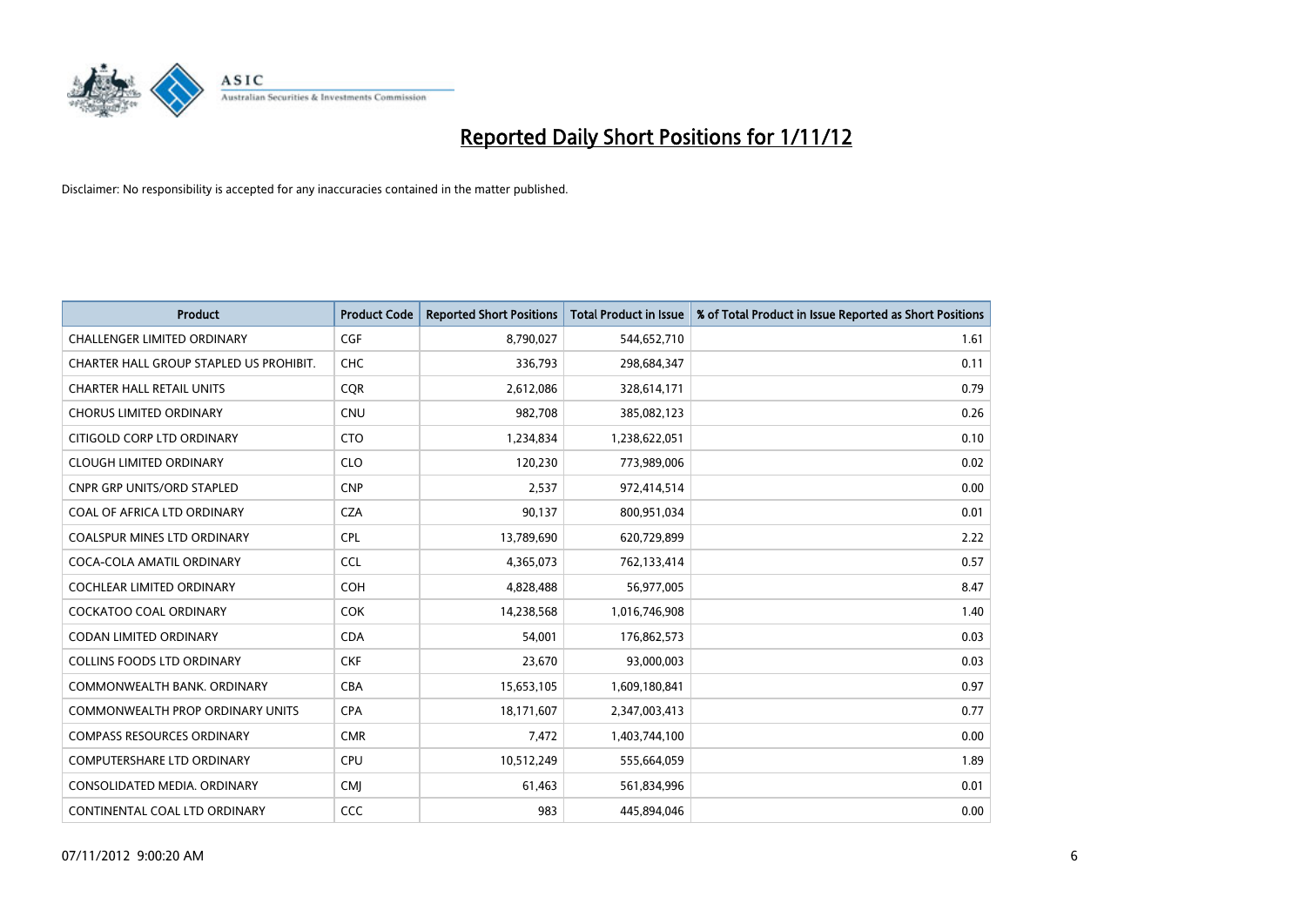# Reported Daily Short Positions for 1/11/12

Disclaimer: No responsibility is accepted for any inaccuracies contained in the matter published.

| Product | Product Code | Reported Short Positions | Total Product in Issue | % of Total Product in Issue Reported as Short Positions |
|---|---|---|---|---|
| CHALLENGER LIMITED ORDINARY | CGF | 8,790,027 | 544,652,710 | 1.61 |
| CHARTER HALL GROUP STAPLED US PROHIBIT. | CHC | 336,793 | 298,684,347 | 0.11 |
| CHARTER HALL RETAIL UNITS | CQR | 2,612,086 | 328,614,171 | 0.79 |
| CHORUS LIMITED ORDINARY | CNU | 982,708 | 385,082,123 | 0.26 |
| CITIGOLD CORP LTD ORDINARY | CTO | 1,234,834 | 1,238,622,051 | 0.10 |
| CLOUGH LIMITED ORDINARY | CLO | 120,230 | 773,989,006 | 0.02 |
| CNPR GRP UNITS/ORD STAPLED | CNP | 2,537 | 972,414,514 | 0.00 |
| COAL OF AFRICA LTD ORDINARY | CZA | 90,137 | 800,951,034 | 0.01 |
| COALSPUR MINES LTD ORDINARY | CPL | 13,789,690 | 620,729,899 | 2.22 |
| COCA-COLA AMATIL ORDINARY | CCL | 4,365,073 | 762,133,414 | 0.57 |
| COCHLEAR LIMITED ORDINARY | COH | 4,828,488 | 56,977,005 | 8.47 |
| COCKATOO COAL ORDINARY | COK | 14,238,568 | 1,016,746,908 | 1.40 |
| CODAN LIMITED ORDINARY | CDA | 54,001 | 176,862,573 | 0.03 |
| COLLINS FOODS LTD ORDINARY | CKF | 23,670 | 93,000,003 | 0.03 |
| COMMONWEALTH BANK. ORDINARY | CBA | 15,653,105 | 1,609,180,841 | 0.97 |
| COMMONWEALTH PROP ORDINARY UNITS | CPA | 18,171,607 | 2,347,003,413 | 0.77 |
| COMPASS RESOURCES ORDINARY | CMR | 7,472 | 1,403,744,100 | 0.00 |
| COMPUTERSHARE LTD ORDINARY | CPU | 10,512,249 | 555,664,059 | 1.89 |
| CONSOLIDATED MEDIA. ORDINARY | CMJ | 61,463 | 561,834,996 | 0.01 |
| CONTINENTAL COAL LTD ORDINARY | CCC | 983 | 445,894,046 | 0.00 |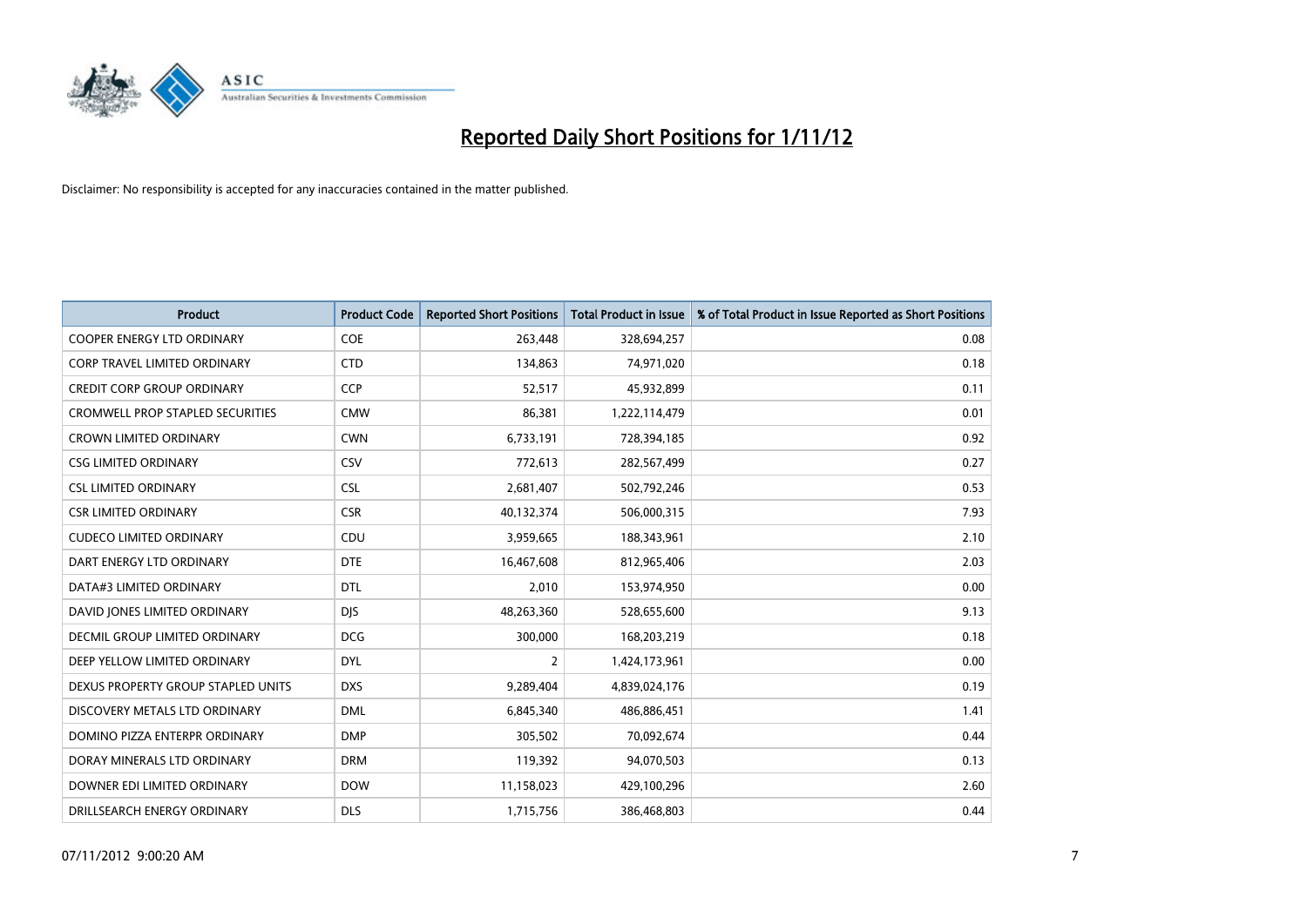# Reported Daily Short Positions for 1/11/12

Disclaimer: No responsibility is accepted for any inaccuracies contained in the matter published.

| Product | Product Code | Reported Short Positions | Total Product in Issue | % of Total Product in Issue Reported as Short Positions |
|---|---|---|---|---|
| COOPER ENERGY LTD ORDINARY | COE | 263,448 | 328,694,257 | 0.08 |
| CORP TRAVEL LIMITED ORDINARY | CTD | 134,863 | 74,971,020 | 0.18 |
| CREDIT CORP GROUP ORDINARY | CCP | 52,517 | 45,932,899 | 0.11 |
| CROMWELL PROP STAPLED SECURITIES | CMW | 86,381 | 1,222,114,479 | 0.01 |
| CROWN LIMITED ORDINARY | CWN | 6,733,191 | 728,394,185 | 0.92 |
| CSG LIMITED ORDINARY | CSV | 772,613 | 282,567,499 | 0.27 |
| CSL LIMITED ORDINARY | CSL | 2,681,407 | 502,792,246 | 0.53 |
| CSR LIMITED ORDINARY | CSR | 40,132,374 | 506,000,315 | 7.93 |
| CUDECO LIMITED ORDINARY | CDU | 3,959,665 | 188,343,961 | 2.10 |
| DART ENERGY LTD ORDINARY | DTE | 16,467,608 | 812,965,406 | 2.03 |
| DATA#3 LIMITED ORDINARY | DTL | 2,010 | 153,974,950 | 0.00 |
| DAVID JONES LIMITED ORDINARY | DJS | 48,263,360 | 528,655,600 | 9.13 |
| DECMIL GROUP LIMITED ORDINARY | DCG | 300,000 | 168,203,219 | 0.18 |
| DEEP YELLOW LIMITED ORDINARY | DYL | 2 | 1,424,173,961 | 0.00 |
| DEXUS PROPERTY GROUP STAPLED UNITS | DXS | 9,289,404 | 4,839,024,176 | 0.19 |
| DISCOVERY METALS LTD ORDINARY | DML | 6,845,340 | 486,886,451 | 1.41 |
| DOMINO PIZZA ENTERPR ORDINARY | DMP | 305,502 | 70,092,674 | 0.44 |
| DORAY MINERALS LTD ORDINARY | DRM | 119,392 | 94,070,503 | 0.13 |
| DOWNER EDI LIMITED ORDINARY | DOW | 11,158,023 | 429,100,296 | 2.60 |
| DRILLSEARCH ENERGY ORDINARY | DLS | 1,715,756 | 386,468,803 | 0.44 |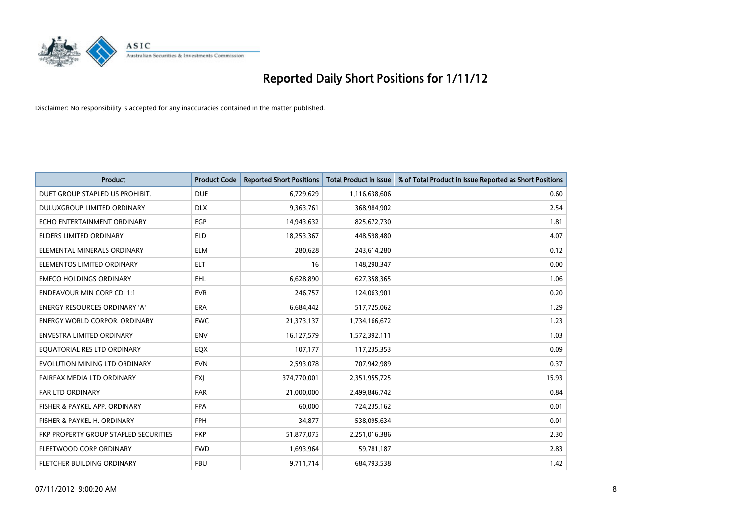# Reported Daily Short Positions for 1/11/12

Disclaimer: No responsibility is accepted for any inaccuracies contained in the matter published.

| Product | Product Code | Reported Short Positions | Total Product in Issue | % of Total Product in Issue Reported as Short Positions |
|---|---|---|---|---|
| DUET GROUP STAPLED US PROHIBIT. | DUE | 6,729,629 | 1,116,638,606 | 0.60 |
| DULUXGROUP LIMITED ORDINARY | DLX | 9,363,761 | 368,984,902 | 2.54 |
| ECHO ENTERTAINMENT ORDINARY | EGP | 14,943,632 | 825,672,730 | 1.81 |
| ELDERS LIMITED ORDINARY | ELD | 18,253,367 | 448,598,480 | 4.07 |
| ELEMENTAL MINERALS ORDINARY | ELM | 280,628 | 243,614,280 | 0.12 |
| ELEMENTOS LIMITED ORDINARY | ELT | 16 | 148,290,347 | 0.00 |
| EMECO HOLDINGS ORDINARY | EHL | 6,628,890 | 627,358,365 | 1.06 |
| ENDEAVOUR MIN CORP CDI 1:1 | EVR | 246,757 | 124,063,901 | 0.20 |
| ENERGY RESOURCES ORDINARY 'A' | ERA | 6,684,442 | 517,725,062 | 1.29 |
| ENERGY WORLD CORPOR. ORDINARY | EWC | 21,373,137 | 1,734,166,672 | 1.23 |
| ENVESTRA LIMITED ORDINARY | ENV | 16,127,579 | 1,572,392,111 | 1.03 |
| EQUATORIAL RES LTD ORDINARY | EQX | 107,177 | 117,235,353 | 0.09 |
| EVOLUTION MINING LTD ORDINARY | EVN | 2,593,078 | 707,942,989 | 0.37 |
| FAIRFAX MEDIA LTD ORDINARY | FXJ | 374,770,001 | 2,351,955,725 | 15.93 |
| FAR LTD ORDINARY | FAR | 21,000,000 | 2,499,846,742 | 0.84 |
| FISHER & PAYKEL APP. ORDINARY | FPA | 60,000 | 724,235,162 | 0.01 |
| FISHER & PAYKEL H. ORDINARY | FPH | 34,877 | 538,095,634 | 0.01 |
| FKP PROPERTY GROUP STAPLED SECURITIES | FKP | 51,877,075 | 2,251,016,386 | 2.30 |
| FLEETWOOD CORP ORDINARY | FWD | 1,693,964 | 59,781,187 | 2.83 |
| FLETCHER BUILDING ORDINARY | FBU | 9,711,714 | 684,793,538 | 1.42 |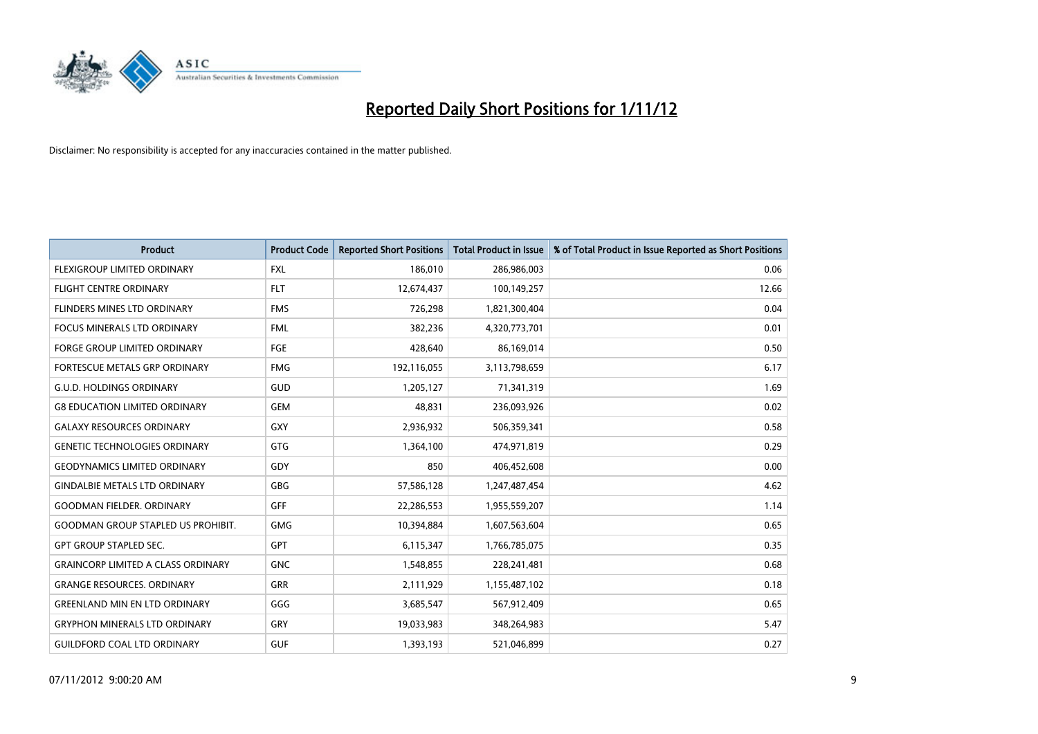# Reported Daily Short Positions for 1/11/12

Disclaimer: No responsibility is accepted for any inaccuracies contained in the matter published.

| Product | Product Code | Reported Short Positions | Total Product in Issue | % of Total Product in Issue Reported as Short Positions |
|---|---|---|---|---|
| FLEXIGROUP LIMITED ORDINARY | FXL | 186,010 | 286,986,003 | 0.06 |
| FLIGHT CENTRE ORDINARY | FLT | 12,674,437 | 100,149,257 | 12.66 |
| FLINDERS MINES LTD ORDINARY | FMS | 726,298 | 1,821,300,404 | 0.04 |
| FOCUS MINERALS LTD ORDINARY | FML | 382,236 | 4,320,773,701 | 0.01 |
| FORGE GROUP LIMITED ORDINARY | FGE | 428,640 | 86,169,014 | 0.50 |
| FORTESCUE METALS GRP ORDINARY | FMG | 192,116,055 | 3,113,798,659 | 6.17 |
| G.U.D. HOLDINGS ORDINARY | GUD | 1,205,127 | 71,341,319 | 1.69 |
| G8 EDUCATION LIMITED ORDINARY | GEM | 48,831 | 236,093,926 | 0.02 |
| GALAXY RESOURCES ORDINARY | GXY | 2,936,932 | 506,359,341 | 0.58 |
| GENETIC TECHNOLOGIES ORDINARY | GTG | 1,364,100 | 474,971,819 | 0.29 |
| GEODYNAMICS LIMITED ORDINARY | GDY | 850 | 406,452,608 | 0.00 |
| GINDALBIE METALS LTD ORDINARY | GBG | 57,586,128 | 1,247,487,454 | 4.62 |
| GOODMAN FIELDER. ORDINARY | GFF | 22,286,553 | 1,955,559,207 | 1.14 |
| GOODMAN GROUP STAPLED US PROHIBIT. | GMG | 10,394,884 | 1,607,563,604 | 0.65 |
| GPT GROUP STAPLED SEC. | GPT | 6,115,347 | 1,766,785,075 | 0.35 |
| GRAINCORP LIMITED A CLASS ORDINARY | GNC | 1,548,855 | 228,241,481 | 0.68 |
| GRANGE RESOURCES. ORDINARY | GRR | 2,111,929 | 1,155,487,102 | 0.18 |
| GREENLAND MIN EN LTD ORDINARY | GGG | 3,685,547 | 567,912,409 | 0.65 |
| GRYPHON MINERALS LTD ORDINARY | GRY | 19,033,983 | 348,264,983 | 5.47 |
| GUILDFORD COAL LTD ORDINARY | GUF | 1,393,193 | 521,046,899 | 0.27 |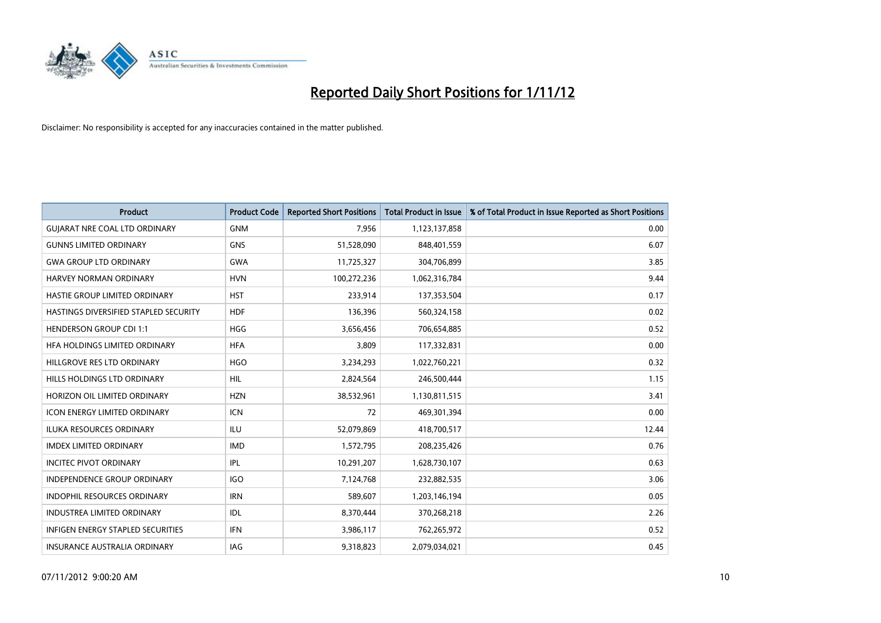# Reported Daily Short Positions for 1/11/12

Disclaimer: No responsibility is accepted for any inaccuracies contained in the matter published.

| Product | Product Code | Reported Short Positions | Total Product in Issue | % of Total Product in Issue Reported as Short Positions |
|---|---|---|---|---|
| GUJARAT NRE COAL LTD ORDINARY | GNM | 7,956 | 1,123,137,858 | 0.00 |
| GUNNS LIMITED ORDINARY | GNS | 51,528,090 | 848,401,559 | 6.07 |
| GWA GROUP LTD ORDINARY | GWA | 11,725,327 | 304,706,899 | 3.85 |
| HARVEY NORMAN ORDINARY | HVN | 100,272,236 | 1,062,316,784 | 9.44 |
| HASTIE GROUP LIMITED ORDINARY | HST | 233,914 | 137,353,504 | 0.17 |
| HASTINGS DIVERSIFIED STAPLED SECURITY | HDF | 136,396 | 560,324,158 | 0.02 |
| HENDERSON GROUP CDI 1:1 | HGG | 3,656,456 | 706,654,885 | 0.52 |
| HFA HOLDINGS LIMITED ORDINARY | HFA | 3,809 | 117,332,831 | 0.00 |
| HILLGROVE RES LTD ORDINARY | HGO | 3,234,293 | 1,022,760,221 | 0.32 |
| HILLS HOLDINGS LTD ORDINARY | HIL | 2,824,564 | 246,500,444 | 1.15 |
| HORIZON OIL LIMITED ORDINARY | HZN | 38,532,961 | 1,130,811,515 | 3.41 |
| ICON ENERGY LIMITED ORDINARY | ICN | 72 | 469,301,394 | 0.00 |
| ILUKA RESOURCES ORDINARY | ILU | 52,079,869 | 418,700,517 | 12.44 |
| IMDEX LIMITED ORDINARY | IMD | 1,572,795 | 208,235,426 | 0.76 |
| INCITEC PIVOT ORDINARY | IPL | 10,291,207 | 1,628,730,107 | 0.63 |
| INDEPENDENCE GROUP ORDINARY | IGO | 7,124,768 | 232,882,535 | 3.06 |
| INDOPHIL RESOURCES ORDINARY | IRN | 589,607 | 1,203,146,194 | 0.05 |
| INDUSTREA LIMITED ORDINARY | IDL | 8,370,444 | 370,268,218 | 2.26 |
| INFIGEN ENERGY STAPLED SECURITIES | IFN | 3,986,117 | 762,265,972 | 0.52 |
| INSURANCE AUSTRALIA ORDINARY | IAG | 9,318,823 | 2,079,034,021 | 0.45 |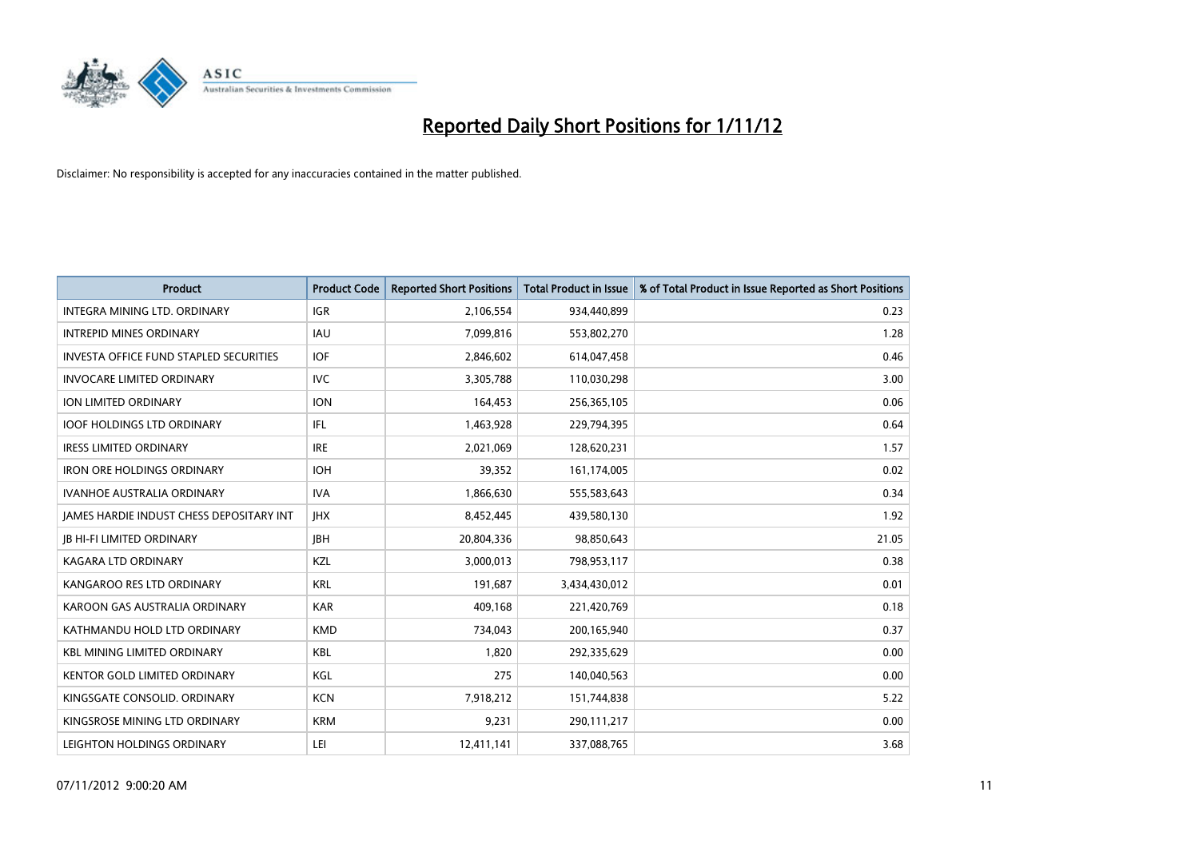# Reported Daily Short Positions for 1/11/12

Disclaimer: No responsibility is accepted for any inaccuracies contained in the matter published.

| Product | Product Code | Reported Short Positions | Total Product in Issue | % of Total Product in Issue Reported as Short Positions |
|---|---|---|---|---|
| INTEGRA MINING LTD. ORDINARY | IGR | 2,106,554 | 934,440,899 | 0.23 |
| INTREPID MINES ORDINARY | IAU | 7,099,816 | 553,802,270 | 1.28 |
| INVESTA OFFICE FUND STAPLED SECURITIES | IOF | 2,846,602 | 614,047,458 | 0.46 |
| INVOCARE LIMITED ORDINARY | IVC | 3,305,788 | 110,030,298 | 3.00 |
| ION LIMITED ORDINARY | ION | 164,453 | 256,365,105 | 0.06 |
| IOOF HOLDINGS LTD ORDINARY | IFL | 1,463,928 | 229,794,395 | 0.64 |
| IRESS LIMITED ORDINARY | IRE | 2,021,069 | 128,620,231 | 1.57 |
| IRON ORE HOLDINGS ORDINARY | IOH | 39,352 | 161,174,005 | 0.02 |
| IVANHOE AUSTRALIA ORDINARY | IVA | 1,866,630 | 555,583,643 | 0.34 |
| JAMES HARDIE INDUST CHESS DEPOSITARY INT | JHX | 8,452,445 | 439,580,130 | 1.92 |
| JB HI-FI LIMITED ORDINARY | JBH | 20,804,336 | 98,850,643 | 21.05 |
| KAGARA LTD ORDINARY | KZL | 3,000,013 | 798,953,117 | 0.38 |
| KANGAROO RES LTD ORDINARY | KRL | 191,687 | 3,434,430,012 | 0.01 |
| KAROON GAS AUSTRALIA ORDINARY | KAR | 409,168 | 221,420,769 | 0.18 |
| KATHMANDU HOLD LTD ORDINARY | KMD | 734,043 | 200,165,940 | 0.37 |
| KBL MINING LIMITED ORDINARY | KBL | 1,820 | 292,335,629 | 0.00 |
| KENTOR GOLD LIMITED ORDINARY | KGL | 275 | 140,040,563 | 0.00 |
| KINGSGATE CONSOLID. ORDINARY | KCN | 7,918,212 | 151,744,838 | 5.22 |
| KINGSROSE MINING LTD ORDINARY | KRM | 9,231 | 290,111,217 | 0.00 |
| LEIGHTON HOLDINGS ORDINARY | LEI | 12,411,141 | 337,088,765 | 3.68 |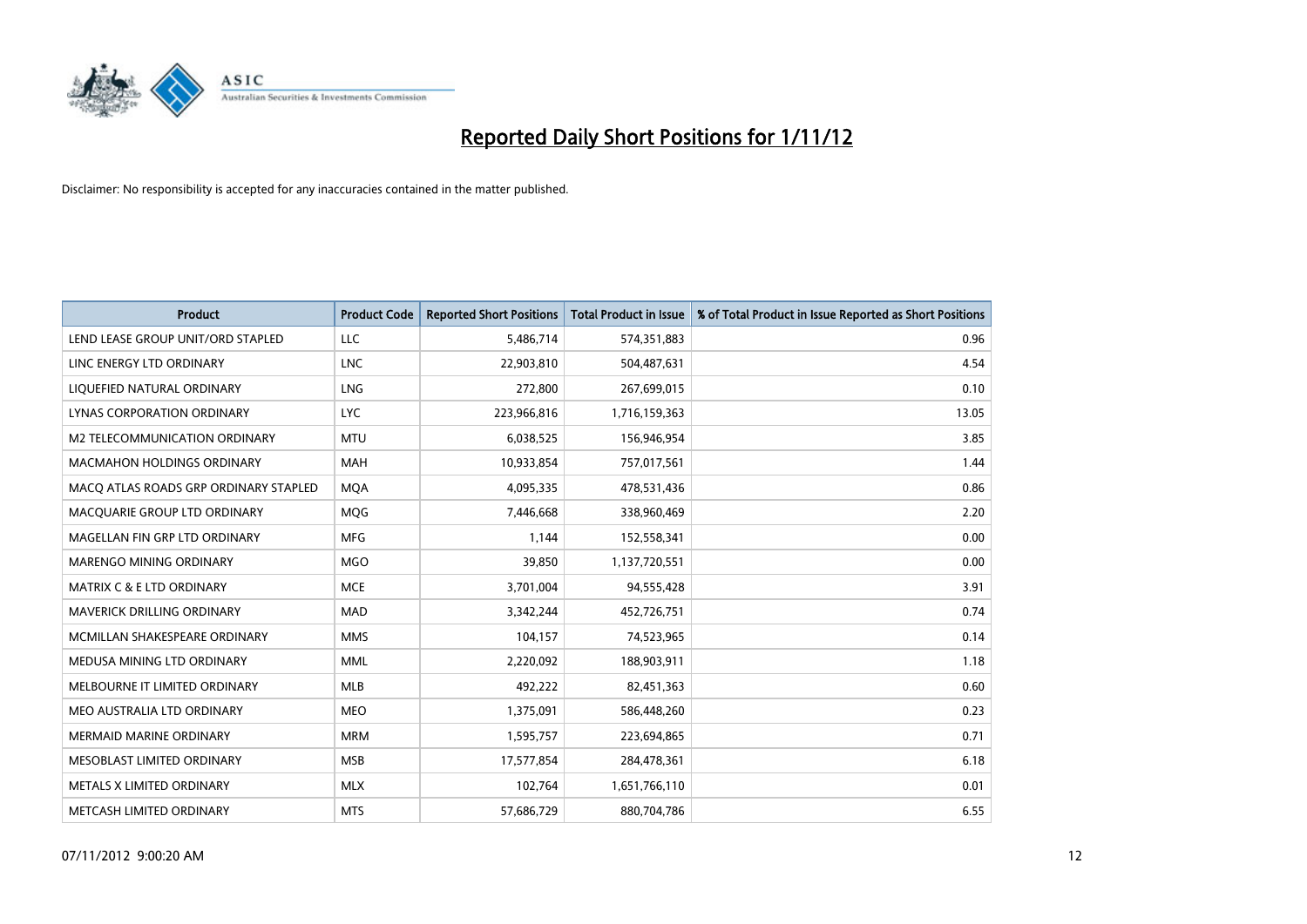# Reported Daily Short Positions for 1/11/12

Disclaimer: No responsibility is accepted for any inaccuracies contained in the matter published.

| Product | Product Code | Reported Short Positions | Total Product in Issue | % of Total Product in Issue Reported as Short Positions |
|---|---|---|---|---|
| LEND LEASE GROUP UNIT/ORD STAPLED | LLC | 5,486,714 | 574,351,883 | 0.96 |
| LINC ENERGY LTD ORDINARY | LNC | 22,903,810 | 504,487,631 | 4.54 |
| LIQUEFIED NATURAL ORDINARY | LNG | 272,800 | 267,699,015 | 0.10 |
| LYNAS CORPORATION ORDINARY | LYC | 223,966,816 | 1,716,159,363 | 13.05 |
| M2 TELECOMMUNICATION ORDINARY | MTU | 6,038,525 | 156,946,954 | 3.85 |
| MACMAHON HOLDINGS ORDINARY | MAH | 10,933,854 | 757,017,561 | 1.44 |
| MACQ ATLAS ROADS GRP ORDINARY STAPLED | MQA | 4,095,335 | 478,531,436 | 0.86 |
| MACQUARIE GROUP LTD ORDINARY | MQG | 7,446,668 | 338,960,469 | 2.20 |
| MAGELLAN FIN GRP LTD ORDINARY | MFG | 1,144 | 152,558,341 | 0.00 |
| MARENGO MINING ORDINARY | MGO | 39,850 | 1,137,720,551 | 0.00 |
| MATRIX C & E LTD ORDINARY | MCE | 3,701,004 | 94,555,428 | 3.91 |
| MAVERICK DRILLING ORDINARY | MAD | 3,342,244 | 452,726,751 | 0.74 |
| MCMILLAN SHAKESPEARE ORDINARY | MMS | 104,157 | 74,523,965 | 0.14 |
| MEDUSA MINING LTD ORDINARY | MML | 2,220,092 | 188,903,911 | 1.18 |
| MELBOURNE IT LIMITED ORDINARY | MLB | 492,222 | 82,451,363 | 0.60 |
| MEO AUSTRALIA LTD ORDINARY | MEO | 1,375,091 | 586,448,260 | 0.23 |
| MERMAID MARINE ORDINARY | MRM | 1,595,757 | 223,694,865 | 0.71 |
| MESOBLAST LIMITED ORDINARY | MSB | 17,577,854 | 284,478,361 | 6.18 |
| METALS X LIMITED ORDINARY | MLX | 102,764 | 1,651,766,110 | 0.01 |
| METCASH LIMITED ORDINARY | MTS | 57,686,729 | 880,704,786 | 6.55 |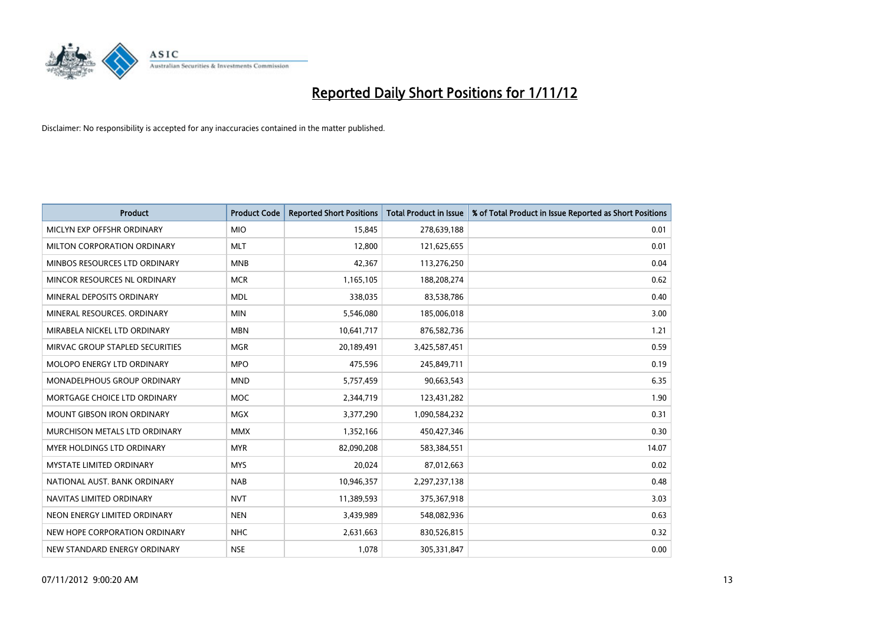# Reported Daily Short Positions for 1/11/12

Disclaimer: No responsibility is accepted for any inaccuracies contained in the matter published.

| Product | Product Code | Reported Short Positions | Total Product in Issue | % of Total Product in Issue Reported as Short Positions |
|---|---|---|---|---|
| MICLYN EXP OFFSHR ORDINARY | MIO | 15,845 | 278,639,188 | 0.01 |
| MILTON CORPORATION ORDINARY | MLT | 12,800 | 121,625,655 | 0.01 |
| MINBOS RESOURCES LTD ORDINARY | MNB | 42,367 | 113,276,250 | 0.04 |
| MINCOR RESOURCES NL ORDINARY | MCR | 1,165,105 | 188,208,274 | 0.62 |
| MINERAL DEPOSITS ORDINARY | MDL | 338,035 | 83,538,786 | 0.40 |
| MINERAL RESOURCES. ORDINARY | MIN | 5,546,080 | 185,006,018 | 3.00 |
| MIRABELA NICKEL LTD ORDINARY | MBN | 10,641,717 | 876,582,736 | 1.21 |
| MIRVAC GROUP STAPLED SECURITIES | MGR | 20,189,491 | 3,425,587,451 | 0.59 |
| MOLOPO ENERGY LTD ORDINARY | MPO | 475,596 | 245,849,711 | 0.19 |
| MONADELPHOUS GROUP ORDINARY | MND | 5,757,459 | 90,663,543 | 6.35 |
| MORTGAGE CHOICE LTD ORDINARY | MOC | 2,344,719 | 123,431,282 | 1.90 |
| MOUNT GIBSON IRON ORDINARY | MGX | 3,377,290 | 1,090,584,232 | 0.31 |
| MURCHISON METALS LTD ORDINARY | MMX | 1,352,166 | 450,427,346 | 0.30 |
| MYER HOLDINGS LTD ORDINARY | MYR | 82,090,208 | 583,384,551 | 14.07 |
| MYSTATE LIMITED ORDINARY | MYS | 20,024 | 87,012,663 | 0.02 |
| NATIONAL AUST. BANK ORDINARY | NAB | 10,946,357 | 2,297,237,138 | 0.48 |
| NAVITAS LIMITED ORDINARY | NVT | 11,389,593 | 375,367,918 | 3.03 |
| NEON ENERGY LIMITED ORDINARY | NEN | 3,439,989 | 548,082,936 | 0.63 |
| NEW HOPE CORPORATION ORDINARY | NHC | 2,631,663 | 830,526,815 | 0.32 |
| NEW STANDARD ENERGY ORDINARY | NSE | 1,078 | 305,331,847 | 0.00 |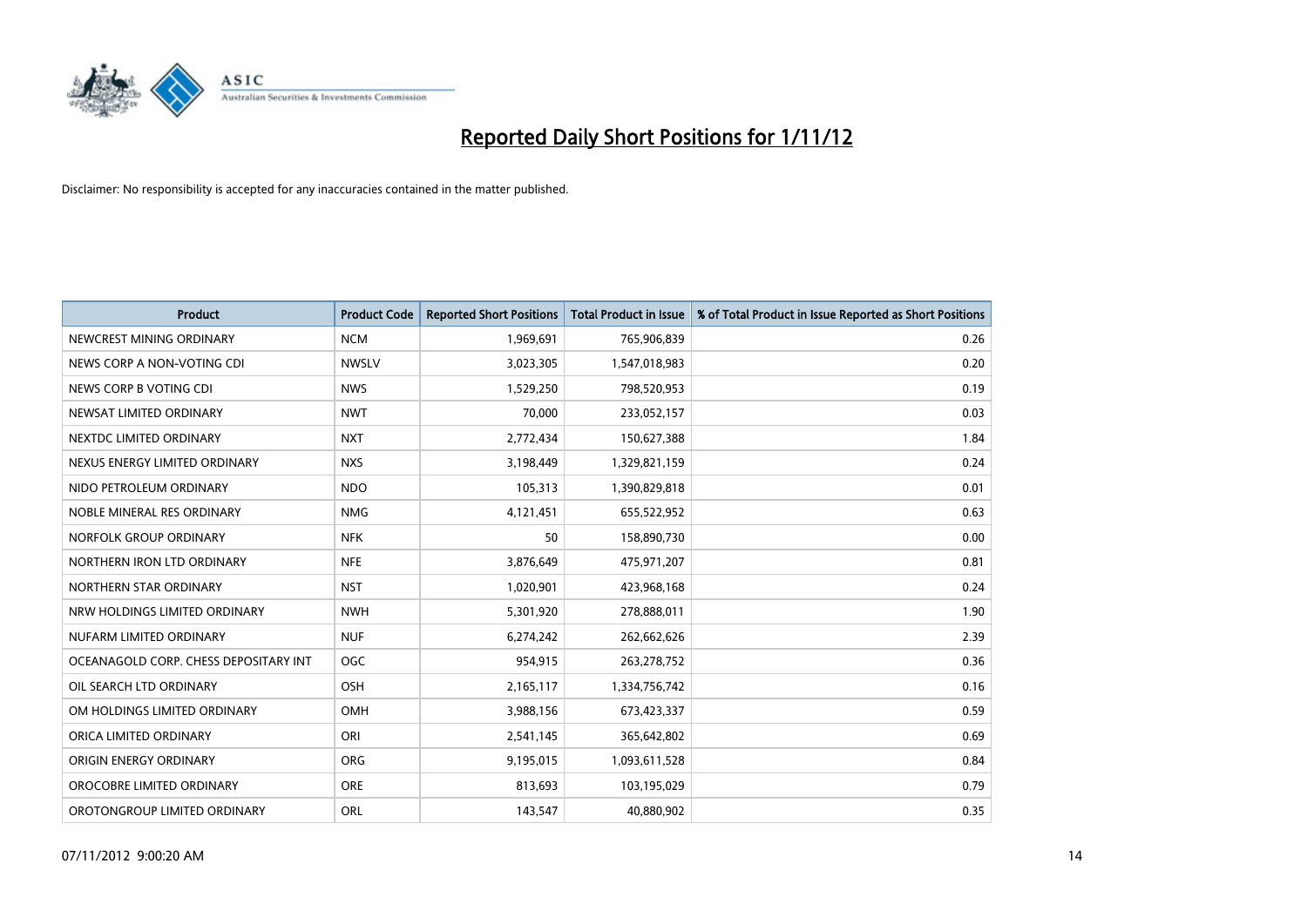# Reported Daily Short Positions for 1/11/12

Disclaimer: No responsibility is accepted for any inaccuracies contained in the matter published.

| Product | Product Code | Reported Short Positions | Total Product in Issue | % of Total Product in Issue Reported as Short Positions |
|---|---|---|---|---|
| NEWCREST MINING ORDINARY | NCM | 1,969,691 | 765,906,839 | 0.26 |
| NEWS CORP A NON-VOTING CDI | NWSLV | 3,023,305 | 1,547,018,983 | 0.20 |
| NEWS CORP B VOTING CDI | NWS | 1,529,250 | 798,520,953 | 0.19 |
| NEWSAT LIMITED ORDINARY | NWT | 70,000 | 233,052,157 | 0.03 |
| NEXTDC LIMITED ORDINARY | NXT | 2,772,434 | 150,627,388 | 1.84 |
| NEXUS ENERGY LIMITED ORDINARY | NXS | 3,198,449 | 1,329,821,159 | 0.24 |
| NIDO PETROLEUM ORDINARY | NDO | 105,313 | 1,390,829,818 | 0.01 |
| NOBLE MINERAL RES ORDINARY | NMG | 4,121,451 | 655,522,952 | 0.63 |
| NORFOLK GROUP ORDINARY | NFK | 50 | 158,890,730 | 0.00 |
| NORTHERN IRON LTD ORDINARY | NFE | 3,876,649 | 475,971,207 | 0.81 |
| NORTHERN STAR ORDINARY | NST | 1,020,901 | 423,968,168 | 0.24 |
| NRW HOLDINGS LIMITED ORDINARY | NWH | 5,301,920 | 278,888,011 | 1.90 |
| NUFARM LIMITED ORDINARY | NUF | 6,274,242 | 262,662,626 | 2.39 |
| OCEANAGOLD CORP. CHESS DEPOSITARY INT | OGC | 954,915 | 263,278,752 | 0.36 |
| OIL SEARCH LTD ORDINARY | OSH | 2,165,117 | 1,334,756,742 | 0.16 |
| OM HOLDINGS LIMITED ORDINARY | OMH | 3,988,156 | 673,423,337 | 0.59 |
| ORICA LIMITED ORDINARY | ORI | 2,541,145 | 365,642,802 | 0.69 |
| ORIGIN ENERGY ORDINARY | ORG | 9,195,015 | 1,093,611,528 | 0.84 |
| OROCOBRE LIMITED ORDINARY | ORE | 813,693 | 103,195,029 | 0.79 |
| OROTONGROUP LIMITED ORDINARY | ORL | 143,547 | 40,880,902 | 0.35 |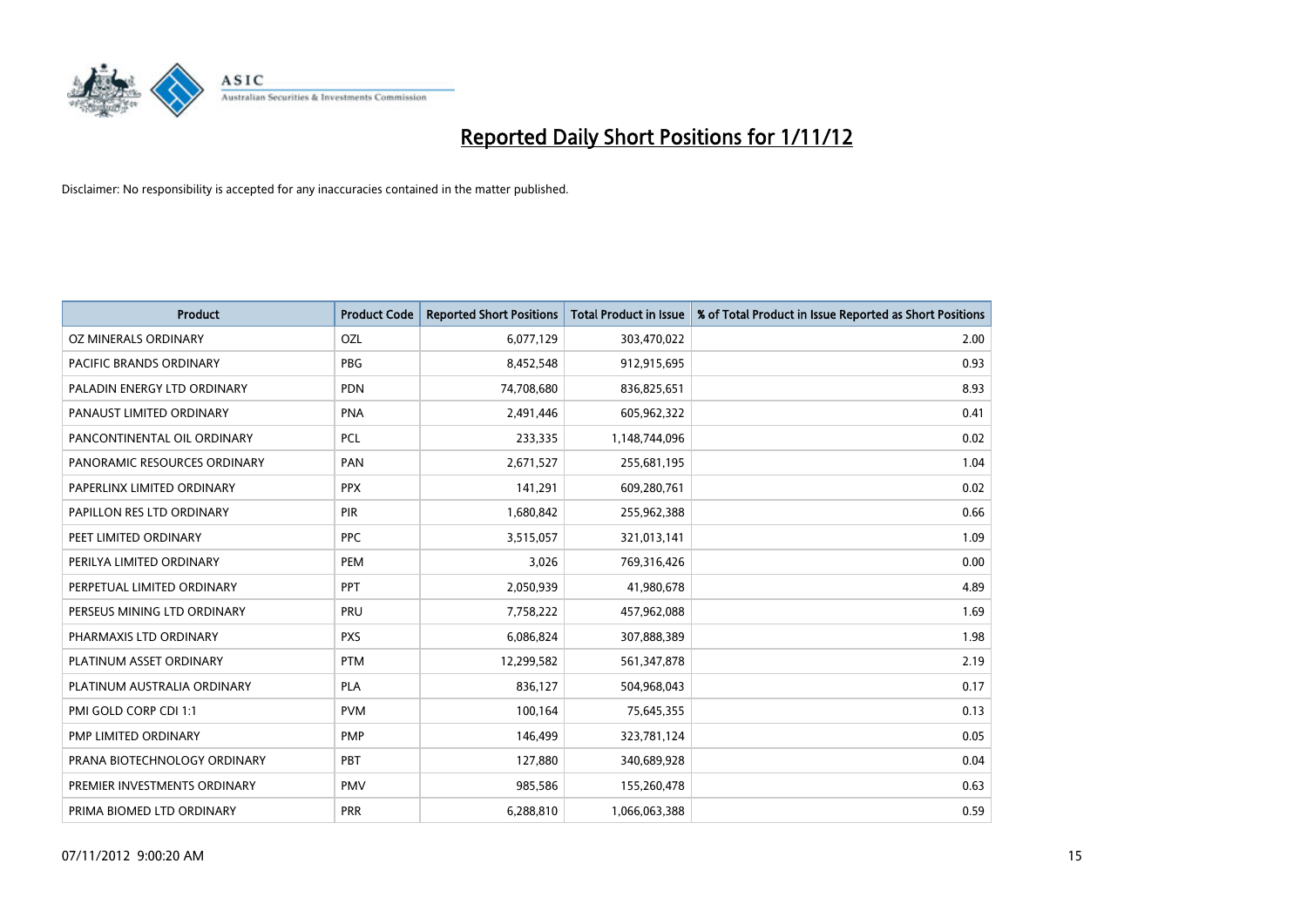# Reported Daily Short Positions for 1/11/12

Disclaimer: No responsibility is accepted for any inaccuracies contained in the matter published.

| Product | Product Code | Reported Short Positions | Total Product in Issue | % of Total Product in Issue Reported as Short Positions |
|---|---|---|---|---|
| OZ MINERALS ORDINARY | OZL | 6,077,129 | 303,470,022 | 2.00 |
| PACIFIC BRANDS ORDINARY | PBG | 8,452,548 | 912,915,695 | 0.93 |
| PALADIN ENERGY LTD ORDINARY | PDN | 74,708,680 | 836,825,651 | 8.93 |
| PANAUST LIMITED ORDINARY | PNA | 2,491,446 | 605,962,322 | 0.41 |
| PANCONTINENTAL OIL ORDINARY | PCL | 233,335 | 1,148,744,096 | 0.02 |
| PANORAMIC RESOURCES ORDINARY | PAN | 2,671,527 | 255,681,195 | 1.04 |
| PAPERLINX LIMITED ORDINARY | PPX | 141,291 | 609,280,761 | 0.02 |
| PAPILLON RES LTD ORDINARY | PIR | 1,680,842 | 255,962,388 | 0.66 |
| PEET LIMITED ORDINARY | PPC | 3,515,057 | 321,013,141 | 1.09 |
| PERILYA LIMITED ORDINARY | PEM | 3,026 | 769,316,426 | 0.00 |
| PERPETUAL LIMITED ORDINARY | PPT | 2,050,939 | 41,980,678 | 4.89 |
| PERSEUS MINING LTD ORDINARY | PRU | 7,758,222 | 457,962,088 | 1.69 |
| PHARMAXIS LTD ORDINARY | PXS | 6,086,824 | 307,888,389 | 1.98 |
| PLATINUM ASSET ORDINARY | PTM | 12,299,582 | 561,347,878 | 2.19 |
| PLATINUM AUSTRALIA ORDINARY | PLA | 836,127 | 504,968,043 | 0.17 |
| PMI GOLD CORP CDI 1:1 | PVM | 100,164 | 75,645,355 | 0.13 |
| PMP LIMITED ORDINARY | PMP | 146,499 | 323,781,124 | 0.05 |
| PRANA BIOTECHNOLOGY ORDINARY | PBT | 127,880 | 340,689,928 | 0.04 |
| PREMIER INVESTMENTS ORDINARY | PMV | 985,586 | 155,260,478 | 0.63 |
| PRIMA BIOMED LTD ORDINARY | PRR | 6,288,810 | 1,066,063,388 | 0.59 |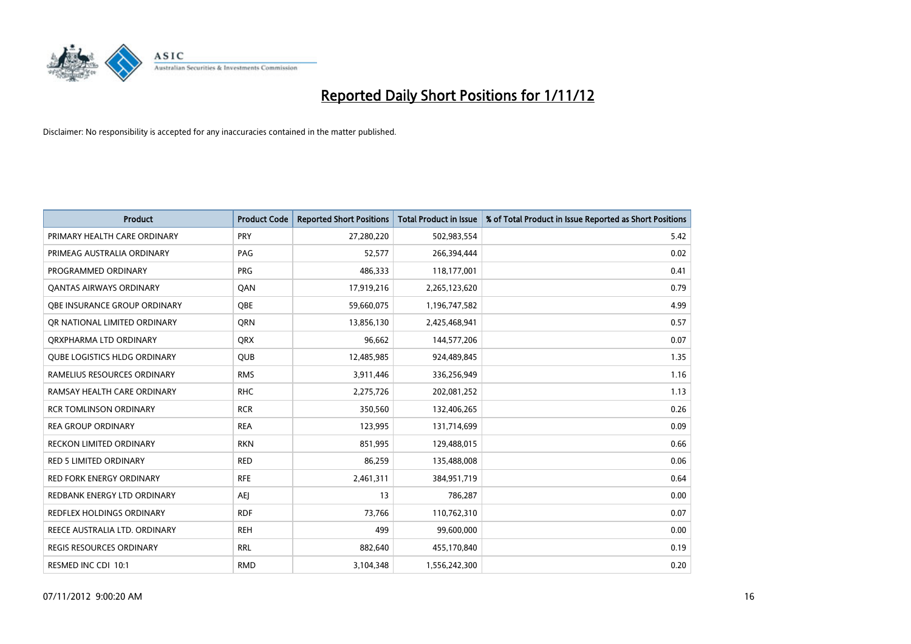# Reported Daily Short Positions for 1/11/12

Disclaimer: No responsibility is accepted for any inaccuracies contained in the matter published.

| Product | Product Code | Reported Short Positions | Total Product in Issue | % of Total Product in Issue Reported as Short Positions |
|---|---|---|---|---|
| PRIMARY HEALTH CARE ORDINARY | PRY | 27,280,220 | 502,983,554 | 5.42 |
| PRIMEAG AUSTRALIA ORDINARY | PAG | 52,577 | 266,394,444 | 0.02 |
| PROGRAMMED ORDINARY | PRG | 486,333 | 118,177,001 | 0.41 |
| QANTAS AIRWAYS ORDINARY | QAN | 17,919,216 | 2,265,123,620 | 0.79 |
| QBE INSURANCE GROUP ORDINARY | QBE | 59,660,075 | 1,196,747,582 | 4.99 |
| QR NATIONAL LIMITED ORDINARY | QRN | 13,856,130 | 2,425,468,941 | 0.57 |
| QRXPHARMA LTD ORDINARY | QRX | 96,662 | 144,577,206 | 0.07 |
| QUBE LOGISTICS HLDG ORDINARY | QUB | 12,485,985 | 924,489,845 | 1.35 |
| RAMELIUS RESOURCES ORDINARY | RMS | 3,911,446 | 336,256,949 | 1.16 |
| RAMSAY HEALTH CARE ORDINARY | RHC | 2,275,726 | 202,081,252 | 1.13 |
| RCR TOMLINSON ORDINARY | RCR | 350,560 | 132,406,265 | 0.26 |
| REA GROUP ORDINARY | REA | 123,995 | 131,714,699 | 0.09 |
| RECKON LIMITED ORDINARY | RKN | 851,995 | 129,488,015 | 0.66 |
| RED 5 LIMITED ORDINARY | RED | 86,259 | 135,488,008 | 0.06 |
| RED FORK ENERGY ORDINARY | RFE | 2,461,311 | 384,951,719 | 0.64 |
| REDBANK ENERGY LTD ORDINARY | AEJ | 13 | 786,287 | 0.00 |
| REDFLEX HOLDINGS ORDINARY | RDF | 73,766 | 110,762,310 | 0.07 |
| REECE AUSTRALIA LTD. ORDINARY | REH | 499 | 99,600,000 | 0.00 |
| REGIS RESOURCES ORDINARY | RRL | 882,640 | 455,170,840 | 0.19 |
| RESMED INC CDI 10:1 | RMD | 3,104,348 | 1,556,242,300 | 0.20 |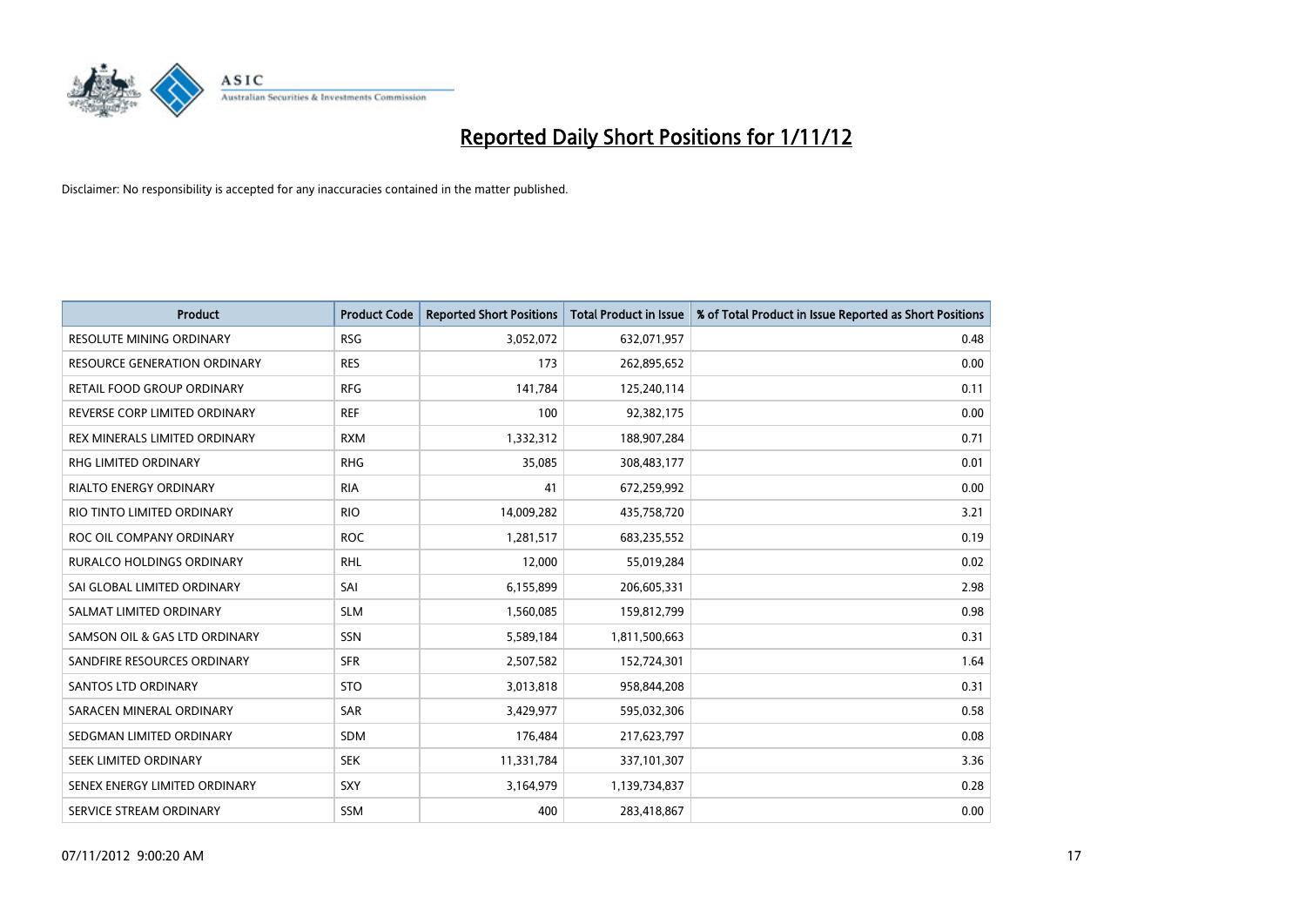# Reported Daily Short Positions for 1/11/12

Disclaimer: No responsibility is accepted for any inaccuracies contained in the matter published.

| Product | Product Code | Reported Short Positions | Total Product in Issue | % of Total Product in Issue Reported as Short Positions |
|---|---|---|---|---|
| RESOLUTE MINING ORDINARY | RSG | 3,052,072 | 632,071,957 | 0.48 |
| RESOURCE GENERATION ORDINARY | RES | 173 | 262,895,652 | 0.00 |
| RETAIL FOOD GROUP ORDINARY | RFG | 141,784 | 125,240,114 | 0.11 |
| REVERSE CORP LIMITED ORDINARY | REF | 100 | 92,382,175 | 0.00 |
| REX MINERALS LIMITED ORDINARY | RXM | 1,332,312 | 188,907,284 | 0.71 |
| RHG LIMITED ORDINARY | RHG | 35,085 | 308,483,177 | 0.01 |
| RIALTO ENERGY ORDINARY | RIA | 41 | 672,259,992 | 0.00 |
| RIO TINTO LIMITED ORDINARY | RIO | 14,009,282 | 435,758,720 | 3.21 |
| ROC OIL COMPANY ORDINARY | ROC | 1,281,517 | 683,235,552 | 0.19 |
| RURALCO HOLDINGS ORDINARY | RHL | 12,000 | 55,019,284 | 0.02 |
| SAI GLOBAL LIMITED ORDINARY | SAI | 6,155,899 | 206,605,331 | 2.98 |
| SALMAT LIMITED ORDINARY | SLM | 1,560,085 | 159,812,799 | 0.98 |
| SAMSON OIL & GAS LTD ORDINARY | SSN | 5,589,184 | 1,811,500,663 | 0.31 |
| SANDFIRE RESOURCES ORDINARY | SFR | 2,507,582 | 152,724,301 | 1.64 |
| SANTOS LTD ORDINARY | STO | 3,013,818 | 958,844,208 | 0.31 |
| SARACEN MINERAL ORDINARY | SAR | 3,429,977 | 595,032,306 | 0.58 |
| SEDGMAN LIMITED ORDINARY | SDM | 176,484 | 217,623,797 | 0.08 |
| SEEK LIMITED ORDINARY | SEK | 11,331,784 | 337,101,307 | 3.36 |
| SENEX ENERGY LIMITED ORDINARY | SXY | 3,164,979 | 1,139,734,837 | 0.28 |
| SERVICE STREAM ORDINARY | SSM | 400 | 283,418,867 | 0.00 |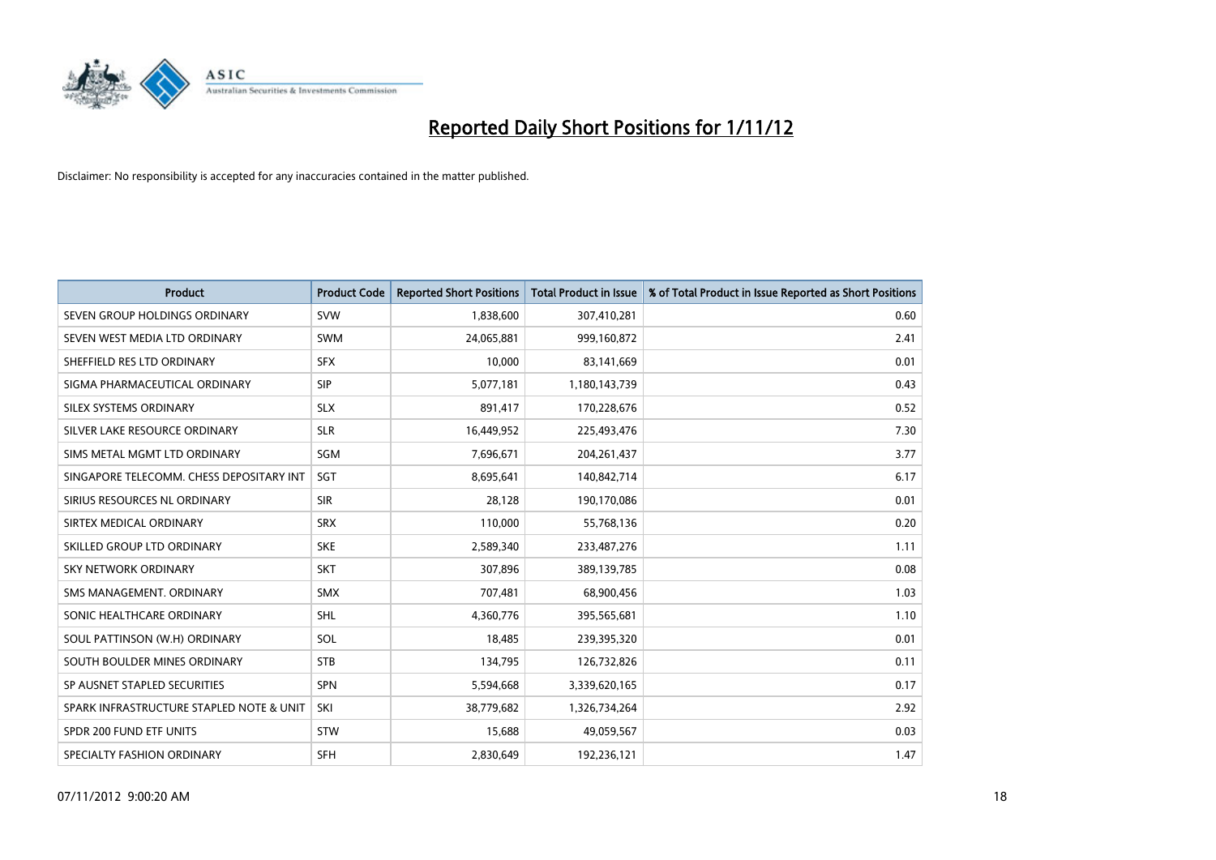# Reported Daily Short Positions for 1/11/12

Disclaimer: No responsibility is accepted for any inaccuracies contained in the matter published.

| Product | Product Code | Reported Short Positions | Total Product in Issue | % of Total Product in Issue Reported as Short Positions |
|---|---|---|---|---|
| SEVEN GROUP HOLDINGS ORDINARY | SVW | 1,838,600 | 307,410,281 | 0.60 |
| SEVEN WEST MEDIA LTD ORDINARY | SWM | 24,065,881 | 999,160,872 | 2.41 |
| SHEFFIELD RES LTD ORDINARY | SFX | 10,000 | 83,141,669 | 0.01 |
| SIGMA PHARMACEUTICAL ORDINARY | SIP | 5,077,181 | 1,180,143,739 | 0.43 |
| SILEX SYSTEMS ORDINARY | SLX | 891,417 | 170,228,676 | 0.52 |
| SILVER LAKE RESOURCE ORDINARY | SLR | 16,449,952 | 225,493,476 | 7.30 |
| SIMS METAL MGMT LTD ORDINARY | SGM | 7,696,671 | 204,261,437 | 3.77 |
| SINGAPORE TELECOMM. CHESS DEPOSITARY INT | SGT | 8,695,641 | 140,842,714 | 6.17 |
| SIRIUS RESOURCES NL ORDINARY | SIR | 28,128 | 190,170,086 | 0.01 |
| SIRTEX MEDICAL ORDINARY | SRX | 110,000 | 55,768,136 | 0.20 |
| SKILLED GROUP LTD ORDINARY | SKE | 2,589,340 | 233,487,276 | 1.11 |
| SKY NETWORK ORDINARY | SKT | 307,896 | 389,139,785 | 0.08 |
| SMS MANAGEMENT. ORDINARY | SMX | 707,481 | 68,900,456 | 1.03 |
| SONIC HEALTHCARE ORDINARY | SHL | 4,360,776 | 395,565,681 | 1.10 |
| SOUL PATTINSON (W.H) ORDINARY | SOL | 18,485 | 239,395,320 | 0.01 |
| SOUTH BOULDER MINES ORDINARY | STB | 134,795 | 126,732,826 | 0.11 |
| SP AUSNET STAPLED SECURITIES | SPN | 5,594,668 | 3,339,620,165 | 0.17 |
| SPARK INFRASTRUCTURE STAPLED NOTE & UNIT | SKI | 38,779,682 | 1,326,734,264 | 2.92 |
| SPDR 200 FUND ETF UNITS | STW | 15,688 | 49,059,567 | 0.03 |
| SPECIALTY FASHION ORDINARY | SFH | 2,830,649 | 192,236,121 | 1.47 |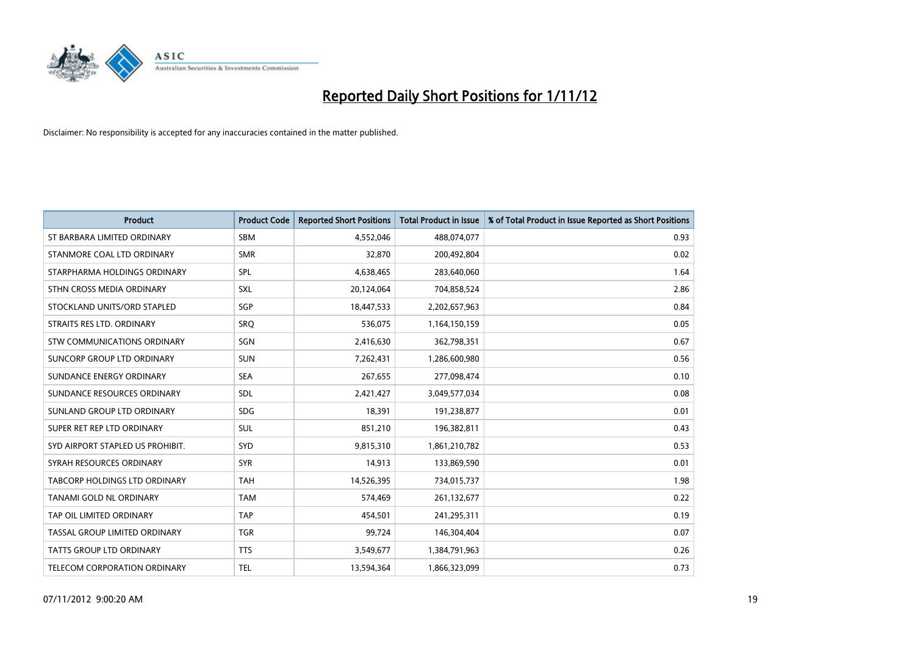# Reported Daily Short Positions for 1/11/12

Disclaimer: No responsibility is accepted for any inaccuracies contained in the matter published.

| Product | Product Code | Reported Short Positions | Total Product in Issue | % of Total Product in Issue Reported as Short Positions |
|---|---|---|---|---|
| ST BARBARA LIMITED ORDINARY | SBM | 4,552,046 | 488,074,077 | 0.93 |
| STANMORE COAL LTD ORDINARY | SMR | 32,870 | 200,492,804 | 0.02 |
| STARPHARMA HOLDINGS ORDINARY | SPL | 4,638,465 | 283,640,060 | 1.64 |
| STHN CROSS MEDIA ORDINARY | SXL | 20,124,064 | 704,858,524 | 2.86 |
| STOCKLAND UNITS/ORD STAPLED | SGP | 18,447,533 | 2,202,657,963 | 0.84 |
| STRAITS RES LTD. ORDINARY | SRQ | 536,075 | 1,164,150,159 | 0.05 |
| STW COMMUNICATIONS ORDINARY | SGN | 2,416,630 | 362,798,351 | 0.67 |
| SUNCORP GROUP LTD ORDINARY | SUN | 7,262,431 | 1,286,600,980 | 0.56 |
| SUNDANCE ENERGY ORDINARY | SEA | 267,655 | 277,098,474 | 0.10 |
| SUNDANCE RESOURCES ORDINARY | SDL | 2,421,427 | 3,049,577,034 | 0.08 |
| SUNLAND GROUP LTD ORDINARY | SDG | 18,391 | 191,238,877 | 0.01 |
| SUPER RET REP LTD ORDINARY | SUL | 851,210 | 196,382,811 | 0.43 |
| SYD AIRPORT STAPLED US PROHIBIT. | SYD | 9,815,310 | 1,861,210,782 | 0.53 |
| SYRAH RESOURCES ORDINARY | SYR | 14,913 | 133,869,590 | 0.01 |
| TABCORP HOLDINGS LTD ORDINARY | TAH | 14,526,395 | 734,015,737 | 1.98 |
| TANAMI GOLD NL ORDINARY | TAM | 574,469 | 261,132,677 | 0.22 |
| TAP OIL LIMITED ORDINARY | TAP | 454,501 | 241,295,311 | 0.19 |
| TASSAL GROUP LIMITED ORDINARY | TGR | 99,724 | 146,304,404 | 0.07 |
| TATTS GROUP LTD ORDINARY | TTS | 3,549,677 | 1,384,791,963 | 0.26 |
| TELECOM CORPORATION ORDINARY | TEL | 13,594,364 | 1,866,323,099 | 0.73 |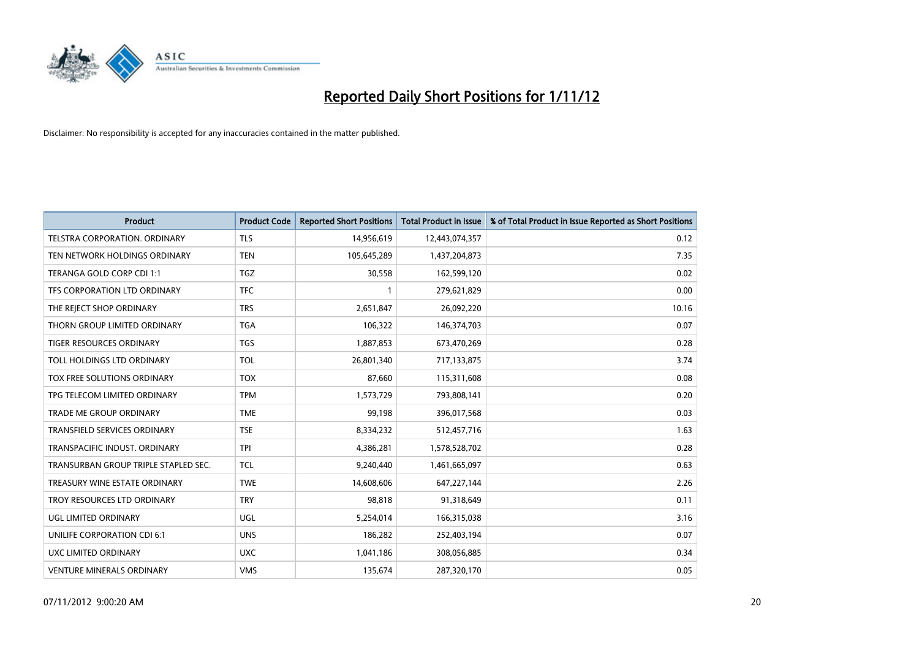# Reported Daily Short Positions for 1/11/12

Disclaimer: No responsibility is accepted for any inaccuracies contained in the matter published.

| Product | Product Code | Reported Short Positions | Total Product in Issue | % of Total Product in Issue Reported as Short Positions |
|---|---|---|---|---|
| TELSTRA CORPORATION. ORDINARY | TLS | 14,956,619 | 12,443,074,357 | 0.12 |
| TEN NETWORK HOLDINGS ORDINARY | TEN | 105,645,289 | 1,437,204,873 | 7.35 |
| TERANGA GOLD CORP CDI 1:1 | TGZ | 30,558 | 162,599,120 | 0.02 |
| TFS CORPORATION LTD ORDINARY | TFC | 1 | 279,621,829 | 0.00 |
| THE REJECT SHOP ORDINARY | TRS | 2,651,847 | 26,092,220 | 10.16 |
| THORN GROUP LIMITED ORDINARY | TGA | 106,322 | 146,374,703 | 0.07 |
| TIGER RESOURCES ORDINARY | TGS | 1,887,853 | 673,470,269 | 0.28 |
| TOLL HOLDINGS LTD ORDINARY | TOL | 26,801,340 | 717,133,875 | 3.74 |
| TOX FREE SOLUTIONS ORDINARY | TOX | 87,660 | 115,311,608 | 0.08 |
| TPG TELECOM LIMITED ORDINARY | TPM | 1,573,729 | 793,808,141 | 0.20 |
| TRADE ME GROUP ORDINARY | TME | 99,198 | 396,017,568 | 0.03 |
| TRANSFIELD SERVICES ORDINARY | TSE | 8,334,232 | 512,457,716 | 1.63 |
| TRANSPACIFIC INDUST. ORDINARY | TPI | 4,386,281 | 1,578,528,702 | 0.28 |
| TRANSURBAN GROUP TRIPLE STAPLED SEC. | TCL | 9,240,440 | 1,461,665,097 | 0.63 |
| TREASURY WINE ESTATE ORDINARY | TWE | 14,608,606 | 647,227,144 | 2.26 |
| TROY RESOURCES LTD ORDINARY | TRY | 98,818 | 91,318,649 | 0.11 |
| UGL LIMITED ORDINARY | UGL | 5,254,014 | 166,315,038 | 3.16 |
| UNILIFE CORPORATION CDI 6:1 | UNS | 186,282 | 252,403,194 | 0.07 |
| UXC LIMITED ORDINARY | UXC | 1,041,186 | 308,056,885 | 0.34 |
| VENTURE MINERALS ORDINARY | VMS | 135,674 | 287,320,170 | 0.05 |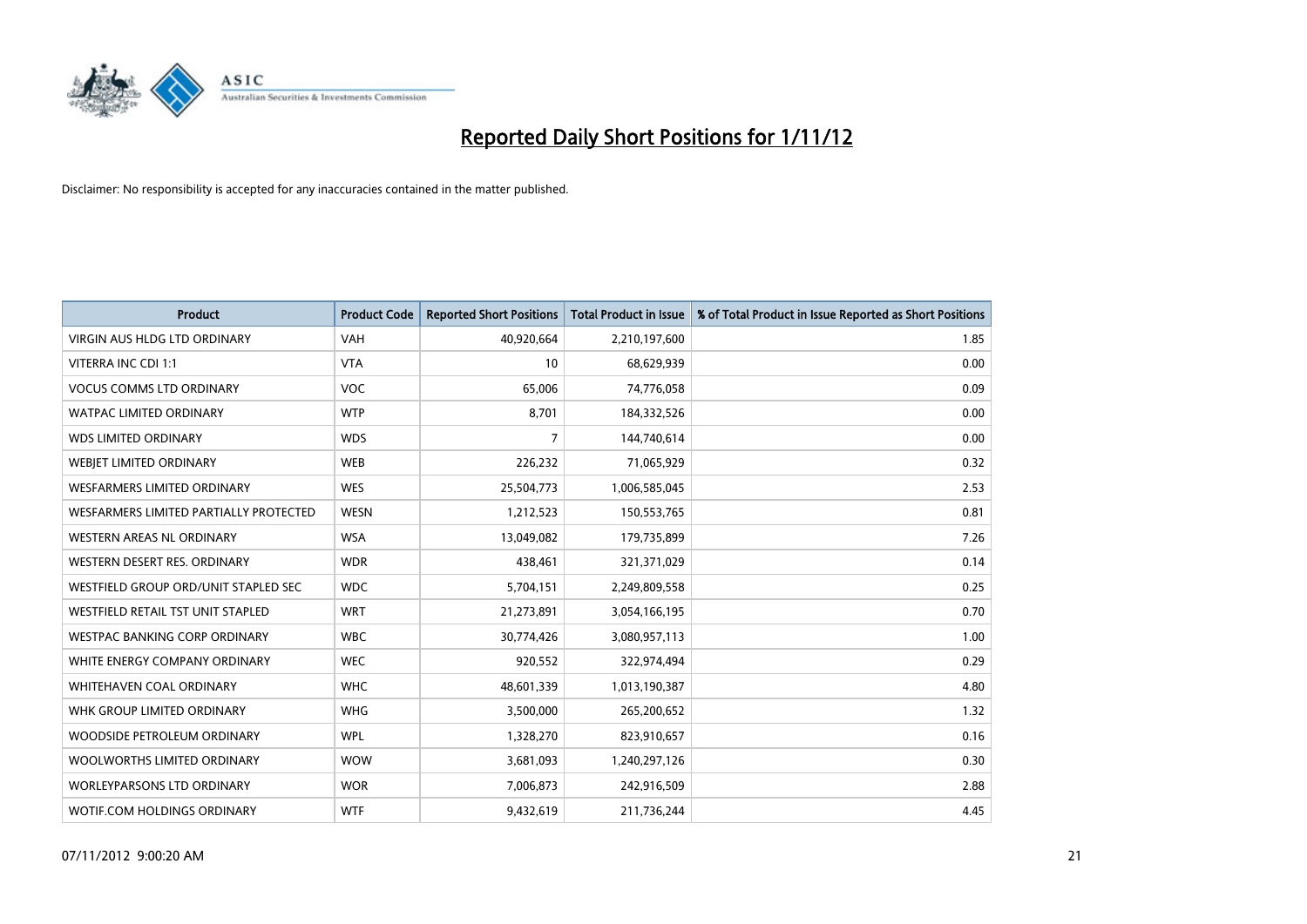# Reported Daily Short Positions for 1/11/12

Disclaimer: No responsibility is accepted for any inaccuracies contained in the matter published.

| Product | Product Code | Reported Short Positions | Total Product in Issue | % of Total Product in Issue Reported as Short Positions |
|---|---|---|---|---|
| VIRGIN AUS HLDG LTD ORDINARY | VAH | 40,920,664 | 2,210,197,600 | 1.85 |
| VITERRA INC CDI 1:1 | VTA | 10 | 68,629,939 | 0.00 |
| VOCUS COMMS LTD ORDINARY | VOC | 65,006 | 74,776,058 | 0.09 |
| WATPAC LIMITED ORDINARY | WTP | 8,701 | 184,332,526 | 0.00 |
| WDS LIMITED ORDINARY | WDS | 7 | 144,740,614 | 0.00 |
| WEBJET LIMITED ORDINARY | WEB | 226,232 | 71,065,929 | 0.32 |
| WESFARMERS LIMITED ORDINARY | WES | 25,504,773 | 1,006,585,045 | 2.53 |
| WESFARMERS LIMITED PARTIALLY PROTECTED | WESN | 1,212,523 | 150,553,765 | 0.81 |
| WESTERN AREAS NL ORDINARY | WSA | 13,049,082 | 179,735,899 | 7.26 |
| WESTERN DESERT RES. ORDINARY | WDR | 438,461 | 321,371,029 | 0.14 |
| WESTFIELD GROUP ORD/UNIT STAPLED SEC | WDC | 5,704,151 | 2,249,809,558 | 0.25 |
| WESTFIELD RETAIL TST UNIT STAPLED | WRT | 21,273,891 | 3,054,166,195 | 0.70 |
| WESTPAC BANKING CORP ORDINARY | WBC | 30,774,426 | 3,080,957,113 | 1.00 |
| WHITE ENERGY COMPANY ORDINARY | WEC | 920,552 | 322,974,494 | 0.29 |
| WHITEHAVEN COAL ORDINARY | WHC | 48,601,339 | 1,013,190,387 | 4.80 |
| WHK GROUP LIMITED ORDINARY | WHG | 3,500,000 | 265,200,652 | 1.32 |
| WOODSIDE PETROLEUM ORDINARY | WPL | 1,328,270 | 823,910,657 | 0.16 |
| WOOLWORTHS LIMITED ORDINARY | WOW | 3,681,093 | 1,240,297,126 | 0.30 |
| WORLEYPARSONS LTD ORDINARY | WOR | 7,006,873 | 242,916,509 | 2.88 |
| WOTIF.COM HOLDINGS ORDINARY | WTF | 9,432,619 | 211,736,244 | 4.45 |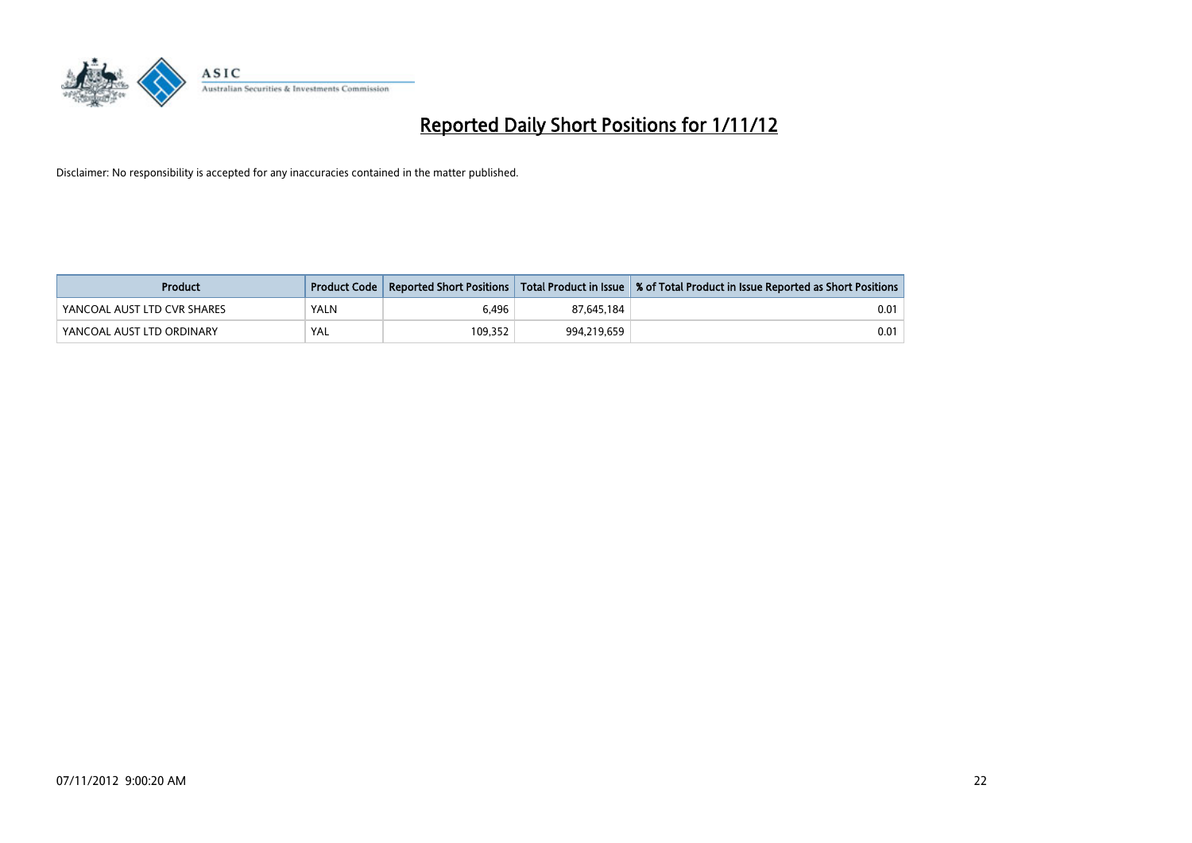# Reported Daily Short Positions for 1/11/12

Disclaimer: No responsibility is accepted for any inaccuracies contained in the matter published.

| Product | Product Code | Reported Short Positions | Total Product in Issue | % of Total Product in Issue Reported as Short Positions |
|---|---|---|---|---|
| YANCOAL AUST LTD CVR SHARES | YALN | 6,496 | 87,645,184 | 0.01 |
| YANCOAL AUST LTD ORDINARY | YAL | 109,352 | 994,219,659 | 0.01 |